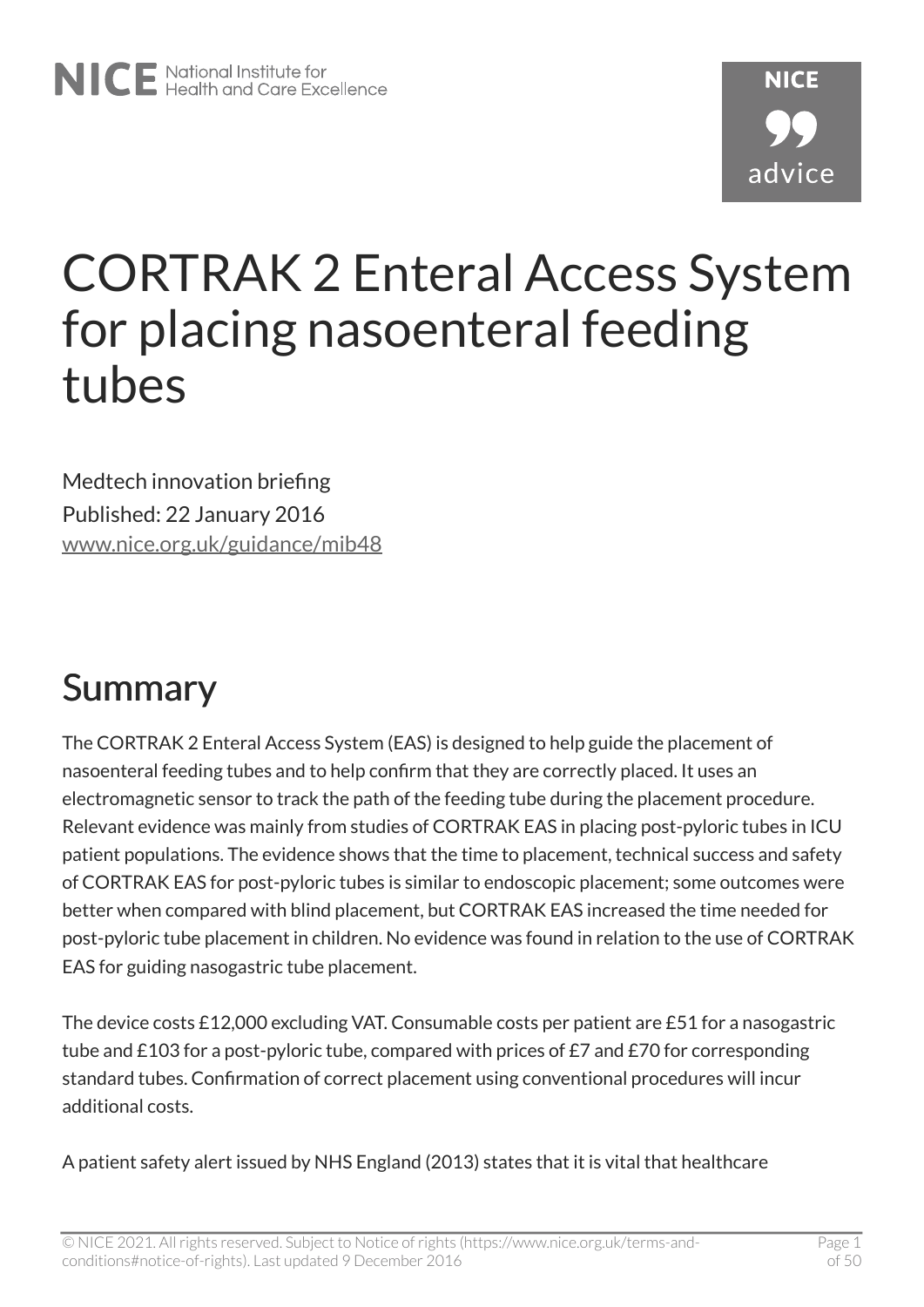# CORTRAK 2 Enteral Access System for placing nasoenteral feeding tubes

Medtech innovation briefing

Published: 22 January 2016

www.nice.org.uk/guidance/mib48

## Summary

The CORTRAK 2 Enteral Access System (EAS) is designed to help guide the placement of nasoenteral feeding tubes and to help confirm that they are correctly placed. It uses an electromagnetic sensor to track the path of the feeding tube during the placement procedure. Relevant evidence was mainly from studies of CORTRAK EAS in placing post-pyloric tubes in ICU patient populations. The evidence shows that the time to placement, technical success and safety of CORTRAK EAS for post-pyloric tubes is similar to endoscopic placement; some outcomes were better when compared with blind placement, but CORTRAK EAS increased the time needed for post-pyloric tube placement in children. No evidence was found in relation to the use of CORTRAK EAS for guiding nasogastric tube placement.

The device costs £12,000 excluding VAT. Consumable costs per patient are £51 for a nasogastric tube and £103 for a post-pyloric tube, compared with prices of £7 and £70 for corresponding standard tubes. Confirmation of correct placement using conventional procedures will incur additional costs.

A patient safety alert issued by NHS England (2013) states that it is vital that healthcare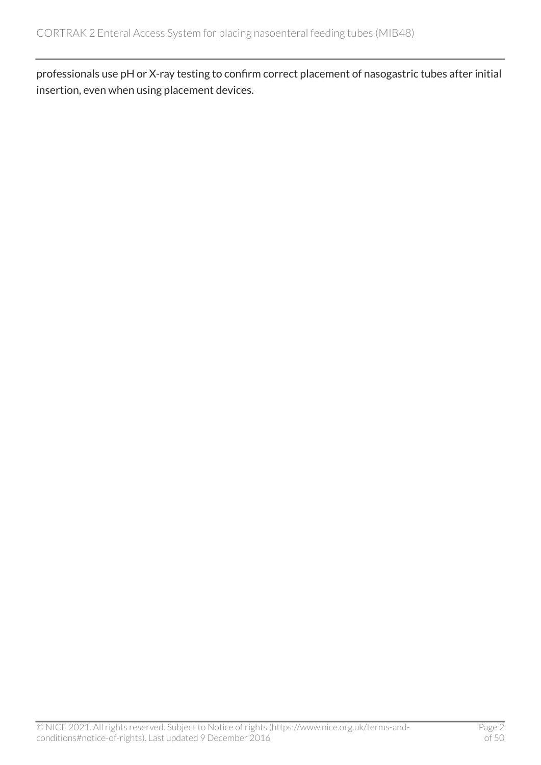professionals use pH or X-ray testing to confirm correct placement of nasogastric tubes after initial insertion, even when using placement devices.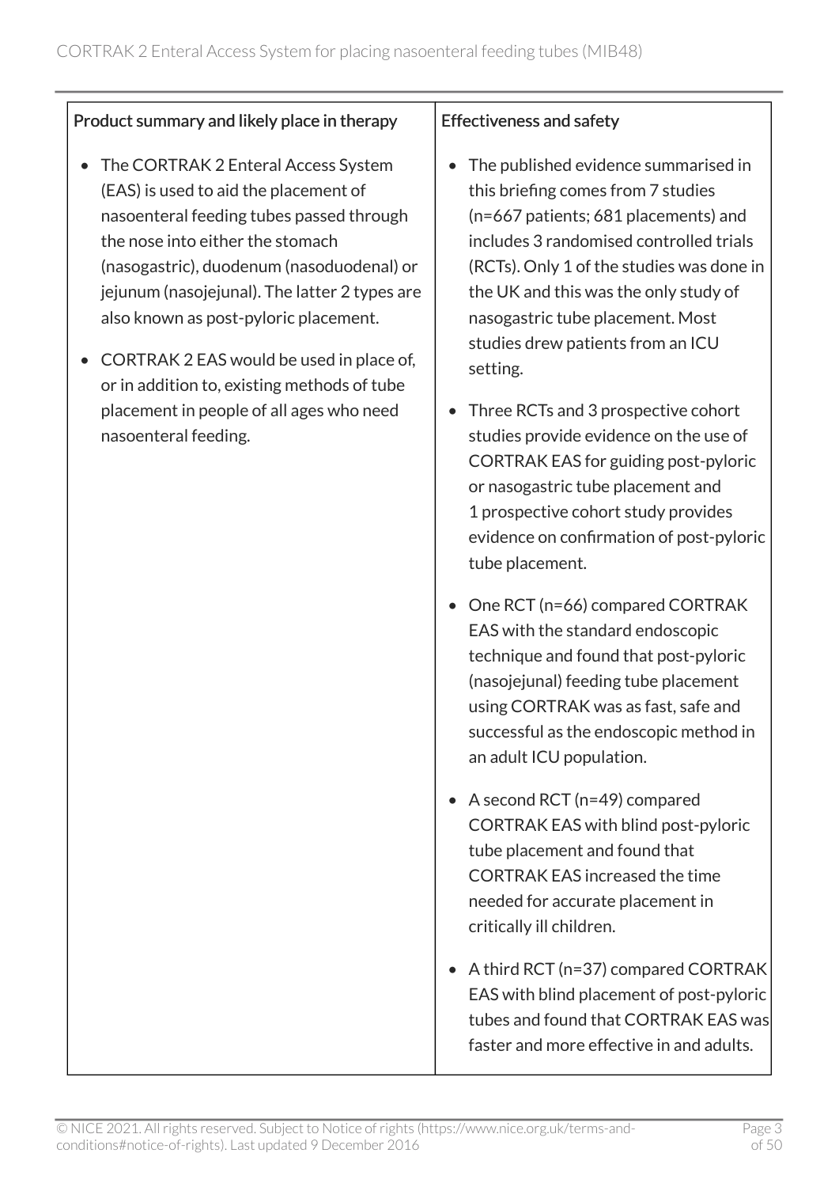| Product summary and likely place in therapy | Effectiveness and safety |
| --- | --- |
| • The CORTRAK 2 Enteral Access System (EAS) is used to aid the placement of nasoenteral feeding tubes passed through the nose into either the stomach (nasogastric), duodenum (nasoduodenal) or jejunum (nasojejunal). The latter 2 types are also known as post-pyloric placement.<br><br>• CORTRAK 2 EAS would be used in place of, or in addition to, existing methods of tube placement in people of all ages who need nasoenteral feeding. | • The published evidence summarised in this briefing comes from 7 studies (n=667 patients; 681 placements) and includes 3 randomised controlled trials (RCTs). Only 1 of the studies was done in the UK and this was the only study of nasogastric tube placement. Most studies drew patients from an ICU setting.<br><br>• Three RCTs and 3 prospective cohort studies provide evidence on the use of CORTRAK EAS for guiding post-pyloric or nasogastric tube placement and 1 prospective cohort study provides evidence on confirmation of post-pyloric tube placement.<br><br>• One RCT (n=66) compared CORTRAK EAS with the standard endoscopic technique and found that post-pyloric (nasojejunal) feeding tube placement using CORTRAK was as fast, safe and successful as the endoscopic method in an adult ICU population.<br><br>• A second RCT (n=49) compared CORTRAK EAS with blind post-pyloric tube placement and found that CORTRAK EAS increased the time needed for accurate placement in critically ill children.<br><br>• A third RCT (n=37) compared CORTRAK EAS with blind placement of post-pyloric tubes and found that CORTRAK EAS was faster and more effective in and adults. |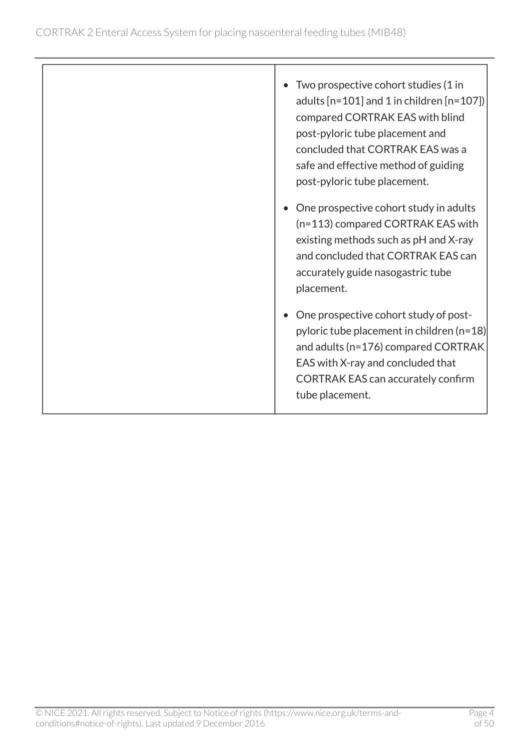| | |
|---|---|
| | • Two prospective cohort studies (1 in adults [n=101] and 1 in children [n=107]) compared CORTRAK EAS with blind post-pyloric tube placement and concluded that CORTRAK EAS was a safe and effective method of guiding post-pyloric tube placement.<br><br>• One prospective cohort study in adults (n=113) compared CORTRAK EAS with existing methods such as pH and X-ray and concluded that CORTRAK EAS can accurately guide nasogastric tube placement.<br><br>• One prospective cohort study of post-pyloric tube placement in children (n=18) and adults (n=176) compared CORTRAK EAS with X-ray and concluded that CORTRAK EAS can accurately confirm tube placement. |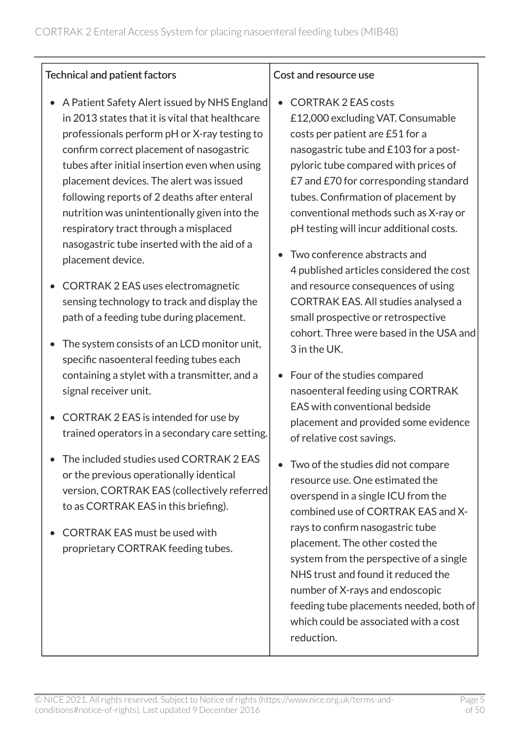| Technical and patient factors | Cost and resource use |
| --- | --- |
| <ul><li>A Patient Safety Alert issued by NHS England in 2013 states that it is vital that healthcare professionals perform pH or X-ray testing to confirm correct placement of nasogastric tubes after initial insertion even when using placement devices. The alert was issued following reports of 2 deaths after enteral nutrition was unintentionally given into the respiratory tract through a misplaced nasogastric tube inserted with the aid of a placement device.</li><li>CORTRAK 2 EAS uses electromagnetic sensing technology to track and display the path of a feeding tube during placement.</li><li>The system consists of an LCD monitor unit, specific nasoenteral feeding tubes each containing a stylet with a transmitter, and a signal receiver unit.</li><li>CORTRAK 2 EAS is intended for use by trained operators in a secondary care setting.</li><li>The included studies used CORTRAK 2 EAS or the previous operationally identical version, CORTRAK EAS (collectively referred to as CORTRAK EAS in this briefing).</li><li>CORTRAK EAS must be used with proprietary CORTRAK feeding tubes.</li></ul> | <ul><li>CORTRAK 2 EAS costs £12,000 excluding VAT. Consumable costs per patient are £51 for a nasogastric tube and £103 for a post-pyloric tube compared with prices of £7 and £70 for corresponding standard tubes. Confirmation of placement by conventional methods such as X-ray or pH testing will incur additional costs.</li><li>Two conference abstracts and 4 published articles considered the cost and resource consequences of using CORTRAK EAS. All studies analysed a small prospective or retrospective cohort. Three were based in the USA and 3 in the UK.</li><li>Four of the studies compared nasoenteral feeding using CORTRAK EAS with conventional bedside placement and provided some evidence of relative cost savings.</li><li>Two of the studies did not compare resource use. One estimated the overspend in a single ICU from the combined use of CORTRAK EAS and X-rays to confirm nasogastric tube placement. The other costed the system from the perspective of a single NHS trust and found it reduced the number of X-rays and endoscopic feeding tube placements needed, both of which could be associated with a cost reduction.</li></ul> |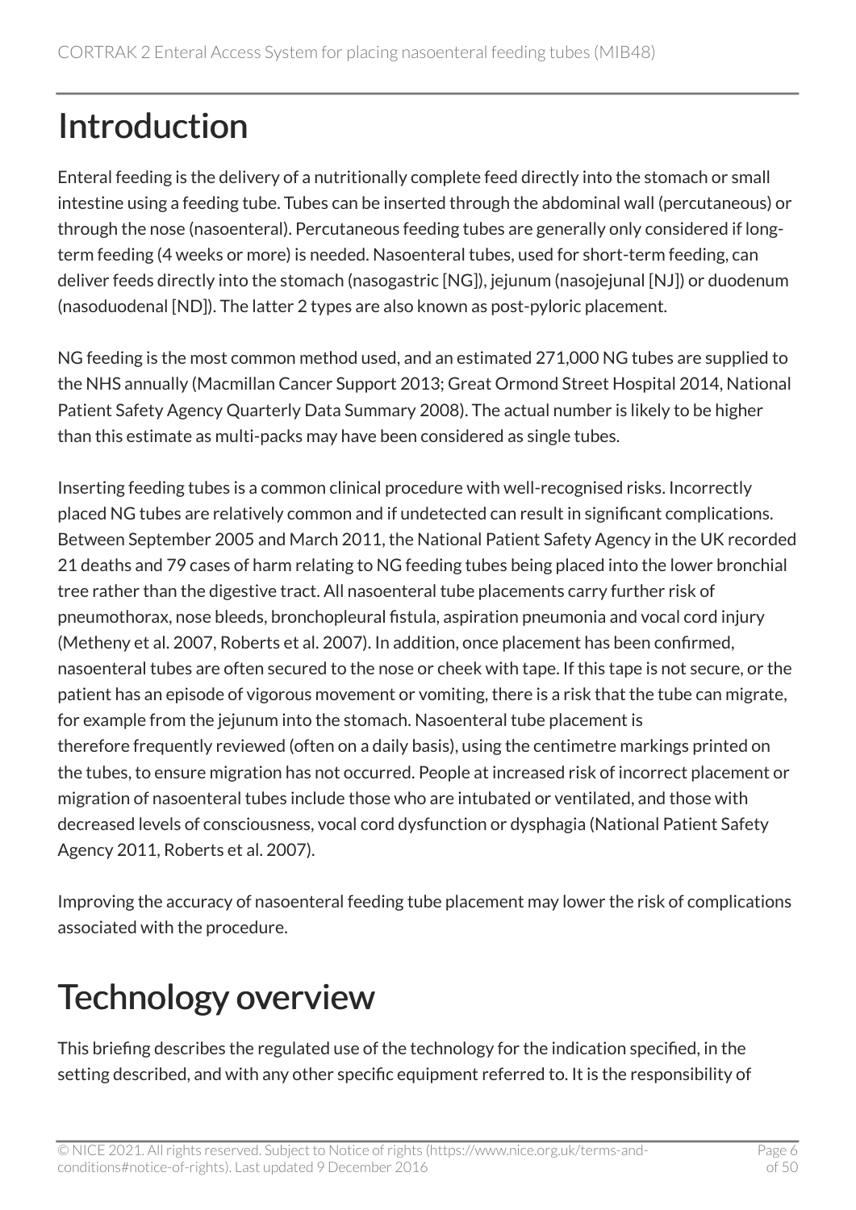# Introduction

Enteral feeding is the delivery of a nutritionally complete feed directly into the stomach or small intestine using a feeding tube. Tubes can be inserted through the abdominal wall (percutaneous) or through the nose (nasoenteral). Percutaneous feeding tubes are generally only considered if long-term feeding (4 weeks or more) is needed. Nasoenteral tubes, used for short-term feeding, can deliver feeds directly into the stomach (nasogastric [NG]), jejunum (nasojejunal [NJ]) or duodenum (nasoduodenal [ND]). The latter 2 types are also known as post-pyloric placement.

NG feeding is the most common method used, and an estimated 271,000 NG tubes are supplied to the NHS annually (Macmillan Cancer Support 2013; Great Ormond Street Hospital 2014, National Patient Safety Agency Quarterly Data Summary 2008). The actual number is likely to be higher than this estimate as multi-packs may have been considered as single tubes.

Inserting feeding tubes is a common clinical procedure with well-recognised risks. Incorrectly placed NG tubes are relatively common and if undetected can result in significant complications. Between September 2005 and March 2011, the National Patient Safety Agency in the UK recorded 21 deaths and 79 cases of harm relating to NG feeding tubes being placed into the lower bronchial tree rather than the digestive tract. All nasoenteral tube placements carry further risk of pneumothorax, nose bleeds, bronchopleural fistula, aspiration pneumonia and vocal cord injury (Metheny et al. 2007, Roberts et al. 2007). In addition, once placement has been confirmed, nasoenteral tubes are often secured to the nose or cheek with tape. If this tape is not secure, or the patient has an episode of vigorous movement or vomiting, there is a risk that the tube can migrate, for example from the jejunum into the stomach. Nasoenteral tube placement is therefore frequently reviewed (often on a daily basis), using the centimetre markings printed on the tubes, to ensure migration has not occurred. People at increased risk of incorrect placement or migration of nasoenteral tubes include those who are intubated or ventilated, and those with decreased levels of consciousness, vocal cord dysfunction or dysphagia (National Patient Safety Agency 2011, Roberts et al. 2007).

Improving the accuracy of nasoenteral feeding tube placement may lower the risk of complications associated with the procedure.

# Technology overview

This briefing describes the regulated use of the technology for the indication specified, in the setting described, and with any other specific equipment referred to. It is the responsibility of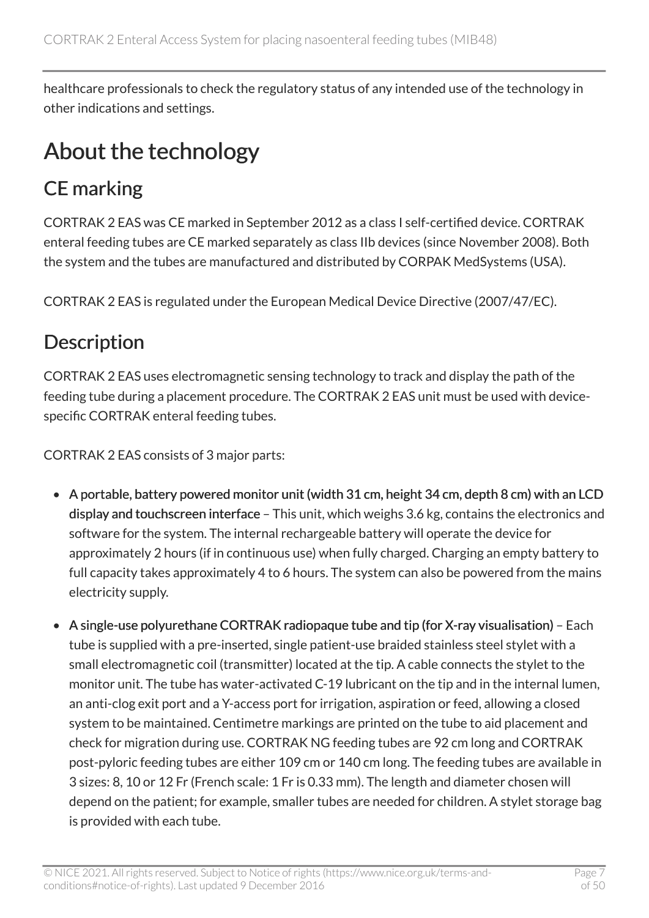healthcare professionals to check the regulatory status of any intended use of the technology in other indications and settings.

# About the technology

## CE marking

CORTRAK 2 EAS was CE marked in September 2012 as a class I self-certified device. CORTRAK enteral feeding tubes are CE marked separately as class IIb devices (since November 2008). Both the system and the tubes are manufactured and distributed by CORPAK MedSystems (USA).

CORTRAK 2 EAS is regulated under the European Medical Device Directive (2007/47/EC).

## Description

CORTRAK 2 EAS uses electromagnetic sensing technology to track and display the path of the feeding tube during a placement procedure. The CORTRAK 2 EAS unit must be used with device-specific CORTRAK enteral feeding tubes.

CORTRAK 2 EAS consists of 3 major parts:

- **A portable, battery powered monitor unit (width 31 cm, height 34 cm, depth 8 cm) with an LCD display and touchscreen interface** – This unit, which weighs 3.6 kg, contains the electronics and software for the system. The internal rechargeable battery will operate the device for approximately 2 hours (if in continuous use) when fully charged. Charging an empty battery to full capacity takes approximately 4 to 6 hours. The system can also be powered from the mains electricity supply.
- **A single-use polyurethane CORTRAK radiopaque tube and tip (for X-ray visualisation)** – Each tube is supplied with a pre-inserted, single patient-use braided stainless steel stylet with a small electromagnetic coil (transmitter) located at the tip. A cable connects the stylet to the monitor unit. The tube has water-activated C-19 lubricant on the tip and in the internal lumen, an anti-clog exit port and a Y-access port for irrigation, aspiration or feed, allowing a closed system to be maintained. Centimetre markings are printed on the tube to aid placement and check for migration during use. CORTRAK NG feeding tubes are 92 cm long and CORTRAK post-pyloric feeding tubes are either 109 cm or 140 cm long. The feeding tubes are available in 3 sizes: 8, 10 or 12 Fr (French scale: 1 Fr is 0.33 mm). The length and diameter chosen will depend on the patient; for example, smaller tubes are needed for children. A stylet storage bag is provided with each tube.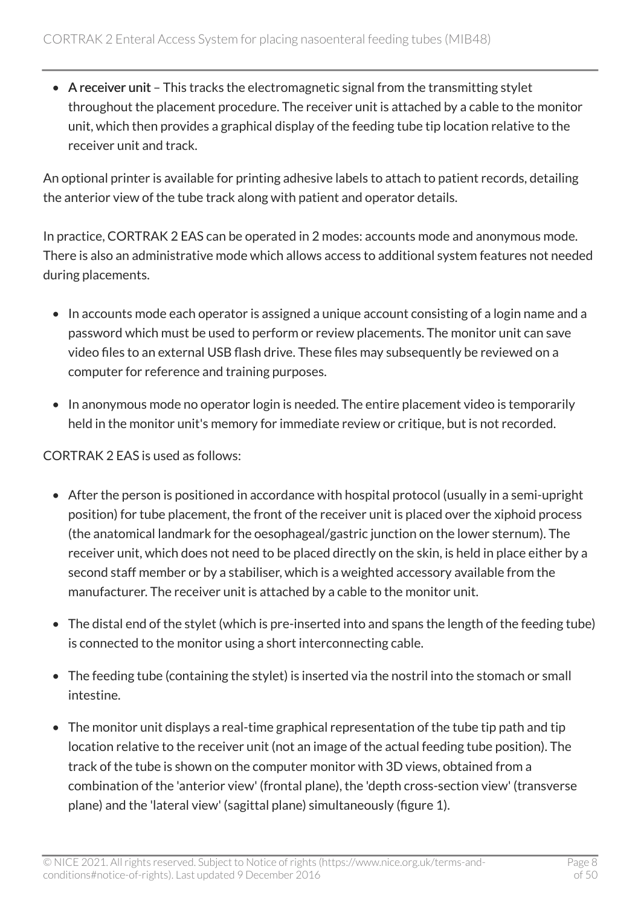- **A receiver unit** – This tracks the electromagnetic signal from the transmitting stylet throughout the placement procedure. The receiver unit is attached by a cable to the monitor unit, which then provides a graphical display of the feeding tube tip location relative to the receiver unit and track.

An optional printer is available for printing adhesive labels to attach to patient records, detailing the anterior view of the tube track along with patient and operator details.

In practice, CORTRAK 2 EAS can be operated in 2 modes: accounts mode and anonymous mode. There is also an administrative mode which allows access to additional system features not needed during placements.

- In accounts mode each operator is assigned a unique account consisting of a login name and a password which must be used to perform or review placements. The monitor unit can save video files to an external USB flash drive. These files may subsequently be reviewed on a computer for reference and training purposes.
- In anonymous mode no operator login is needed. The entire placement video is temporarily held in the monitor unit's memory for immediate review or critique, but is not recorded.

CORTRAK 2 EAS is used as follows:

- After the person is positioned in accordance with hospital protocol (usually in a semi-upright position) for tube placement, the front of the receiver unit is placed over the xiphoid process (the anatomical landmark for the oesophageal/gastric junction on the lower sternum). The receiver unit, which does not need to be placed directly on the skin, is held in place either by a second staff member or by a stabiliser, which is a weighted accessory available from the manufacturer. The receiver unit is attached by a cable to the monitor unit.
- The distal end of the stylet (which is pre-inserted into and spans the length of the feeding tube) is connected to the monitor using a short interconnecting cable.
- The feeding tube (containing the stylet) is inserted via the nostril into the stomach or small intestine.
- The monitor unit displays a real-time graphical representation of the tube tip path and tip location relative to the receiver unit (not an image of the actual feeding tube position). The track of the tube is shown on the computer monitor with 3D views, obtained from a combination of the 'anterior view' (frontal plane), the 'depth cross-section view' (transverse plane) and the 'lateral view' (sagittal plane) simultaneously (figure 1).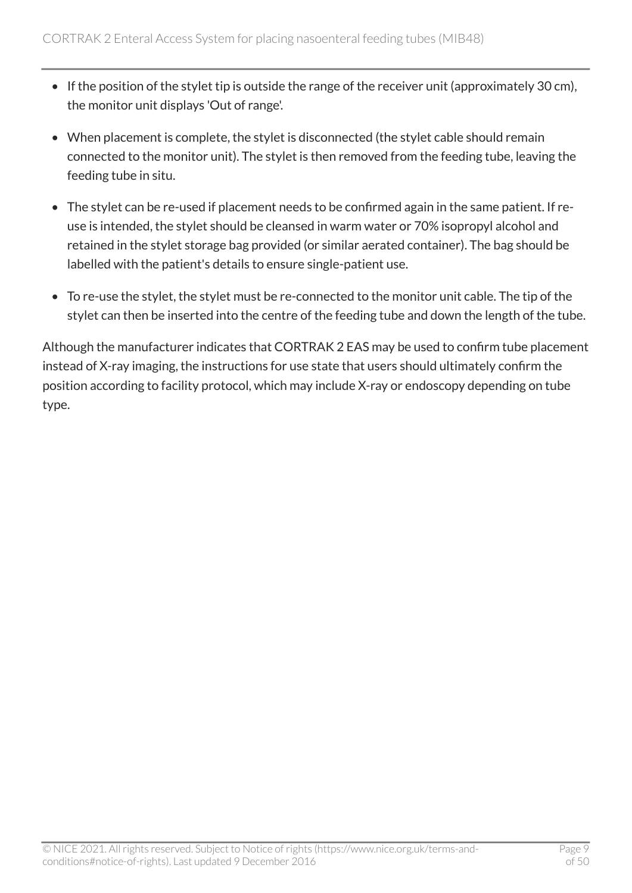- If the position of the stylet tip is outside the range of the receiver unit (approximately 30 cm), the monitor unit displays 'Out of range'.
- When placement is complete, the stylet is disconnected (the stylet cable should remain connected to the monitor unit). The stylet is then removed from the feeding tube, leaving the feeding tube in situ.
- The stylet can be re-used if placement needs to be confirmed again in the same patient. If re-use is intended, the stylet should be cleansed in warm water or 70% isopropyl alcohol and retained in the stylet storage bag provided (or similar aerated container). The bag should be labelled with the patient's details to ensure single-patient use.
- To re-use the stylet, the stylet must be re-connected to the monitor unit cable. The tip of the stylet can then be inserted into the centre of the feeding tube and down the length of the tube.

Although the manufacturer indicates that CORTRAK 2 EAS may be used to confirm tube placement instead of X-ray imaging, the instructions for use state that users should ultimately confirm the position according to facility protocol, which may include X-ray or endoscopy depending on tube type.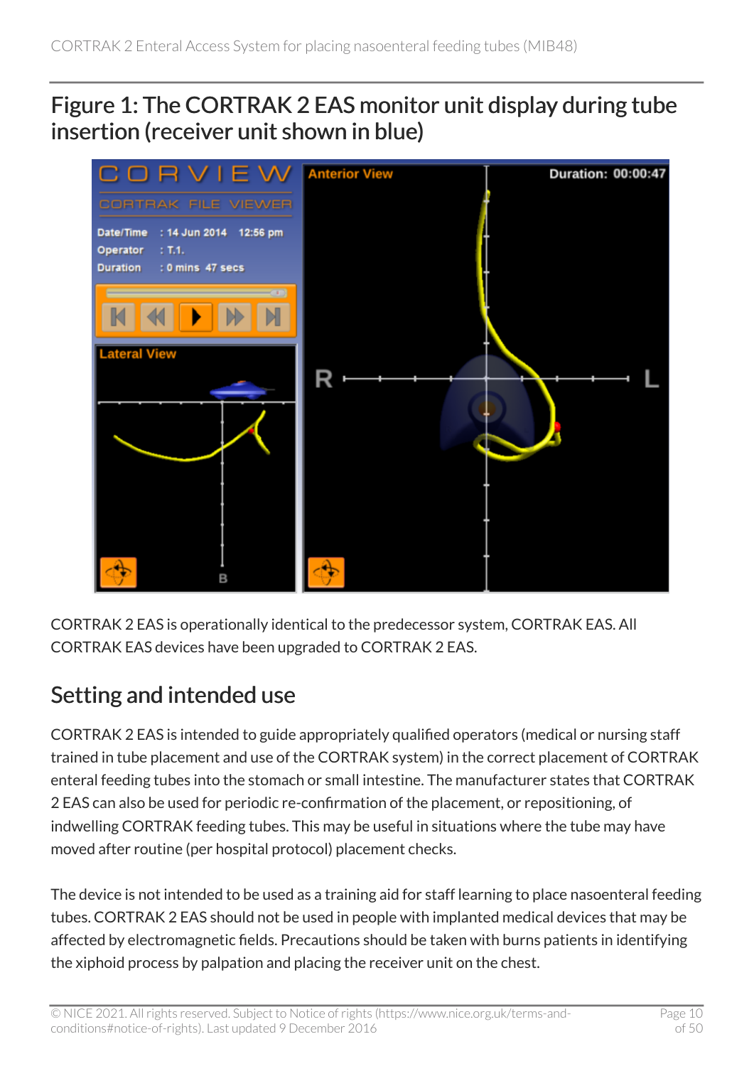## Figure 1: The CORTRAK 2 EAS monitor unit display during tube insertion (receiver unit shown in blue)

CORTRAK 2 EAS is operationally identical to the predecessor system, CORTRAK EAS. All CORTRAK EAS devices have been upgraded to CORTRAK 2 EAS.

## Setting and intended use

CORTRAK 2 EAS is intended to guide appropriately qualified operators (medical or nursing staff trained in tube placement and use of the CORTRAK system) in the correct placement of CORTRAK enteral feeding tubes into the stomach or small intestine. The manufacturer states that CORTRAK 2 EAS can also be used for periodic re-confirmation of the placement, or repositioning, of indwelling CORTRAK feeding tubes. This may be useful in situations where the tube may have moved after routine (per hospital protocol) placement checks.

The device is not intended to be used as a training aid for staff learning to place nasoenteral feeding tubes. CORTRAK 2 EAS should not be used in people with implanted medical devices that may be affected by electromagnetic fields. Precautions should be taken with burns patients in identifying the xiphoid process by palpation and placing the receiver unit on the chest.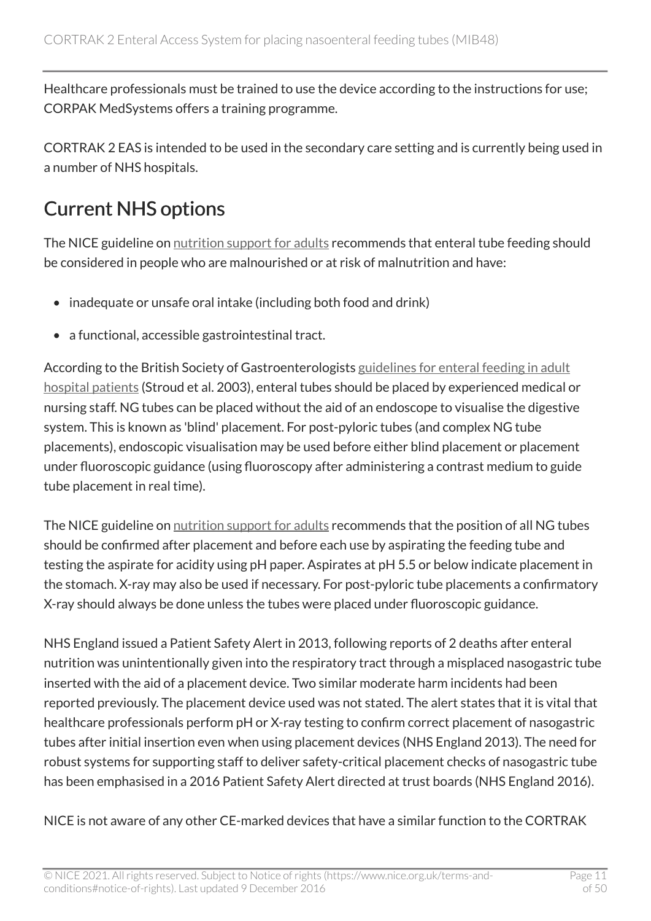Healthcare professionals must be trained to use the device according to the instructions for use; CORPAK MedSystems offers a training programme.

CORTRAK 2 EAS is intended to be used in the secondary care setting and is currently being used in a number of NHS hospitals.

## Current NHS options

The NICE guideline on nutrition support for adults recommends that enteral tube feeding should be considered in people who are malnourished or at risk of malnutrition and have:

- inadequate or unsafe oral intake (including both food and drink)
- a functional, accessible gastrointestinal tract.

According to the British Society of Gastroenterologists guidelines for enteral feeding in adult hospital patients (Stroud et al. 2003), enteral tubes should be placed by experienced medical or nursing staff. NG tubes can be placed without the aid of an endoscope to visualise the digestive system. This is known as 'blind' placement. For post-pyloric tubes (and complex NG tube placements), endoscopic visualisation may be used before either blind placement or placement under fluoroscopic guidance (using fluoroscopy after administering a contrast medium to guide tube placement in real time).

The NICE guideline on nutrition support for adults recommends that the position of all NG tubes should be confirmed after placement and before each use by aspirating the feeding tube and testing the aspirate for acidity using pH paper. Aspirates at pH 5.5 or below indicate placement in the stomach. X-ray may also be used if necessary. For post-pyloric tube placements a confirmatory X-ray should always be done unless the tubes were placed under fluoroscopic guidance.

NHS England issued a Patient Safety Alert in 2013, following reports of 2 deaths after enteral nutrition was unintentionally given into the respiratory tract through a misplaced nasogastric tube inserted with the aid of a placement device. Two similar moderate harm incidents had been reported previously. The placement device used was not stated. The alert states that it is vital that healthcare professionals perform pH or X-ray testing to confirm correct placement of nasogastric tubes after initial insertion even when using placement devices (NHS England 2013). The need for robust systems for supporting staff to deliver safety-critical placement checks of nasogastric tube has been emphasised in a 2016 Patient Safety Alert directed at trust boards (NHS England 2016).

NICE is not aware of any other CE-marked devices that have a similar function to the CORTRAK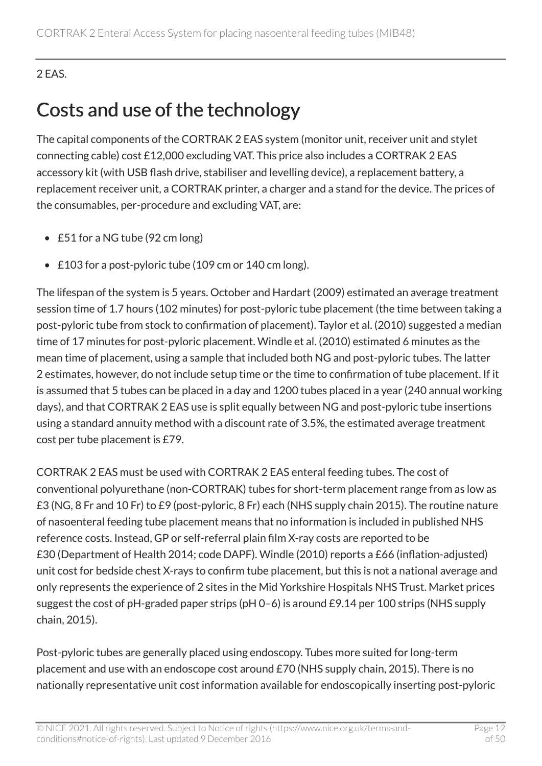2 EAS.

# Costs and use of the technology

The capital components of the CORTRAK 2 EAS system (monitor unit, receiver unit and stylet connecting cable) cost £12,000 excluding VAT. This price also includes a CORTRAK 2 EAS accessory kit (with USB flash drive, stabiliser and levelling device), a replacement battery, a replacement receiver unit, a CORTRAK printer, a charger and a stand for the device. The prices of the consumables, per-procedure and excluding VAT, are:

- £51 for a NG tube (92 cm long)
- £103 for a post-pyloric tube (109 cm or 140 cm long).

The lifespan of the system is 5 years. October and Hardart (2009) estimated an average treatment session time of 1.7 hours (102 minutes) for post-pyloric tube placement (the time between taking a post-pyloric tube from stock to confirmation of placement). Taylor et al. (2010) suggested a median time of 17 minutes for post-pyloric placement. Windle et al. (2010) estimated 6 minutes as the mean time of placement, using a sample that included both NG and post-pyloric tubes. The latter 2 estimates, however, do not include setup time or the time to confirmation of tube placement. If it is assumed that 5 tubes can be placed in a day and 1200 tubes placed in a year (240 annual working days), and that CORTRAK 2 EAS use is split equally between NG and post-pyloric tube insertions using a standard annuity method with a discount rate of 3.5%, the estimated average treatment cost per tube placement is £79.

CORTRAK 2 EAS must be used with CORTRAK 2 EAS enteral feeding tubes. The cost of conventional polyurethane (non-CORTRAK) tubes for short-term placement range from as low as £3 (NG, 8 Fr and 10 Fr) to £9 (post-pyloric, 8 Fr) each (NHS supply chain 2015). The routine nature of nasoenteral feeding tube placement means that no information is included in published NHS reference costs. Instead, GP or self-referral plain film X-ray costs are reported to be £30 (Department of Health 2014; code DAPF). Windle (2010) reports a £66 (inflation-adjusted) unit cost for bedside chest X-rays to confirm tube placement, but this is not a national average and only represents the experience of 2 sites in the Mid Yorkshire Hospitals NHS Trust. Market prices suggest the cost of pH-graded paper strips (pH 0–6) is around £9.14 per 100 strips (NHS supply chain, 2015).

Post-pyloric tubes are generally placed using endoscopy. Tubes more suited for long-term placement and use with an endoscope cost around £70 (NHS supply chain, 2015). There is no nationally representative unit cost information available for endoscopically inserting post-pyloric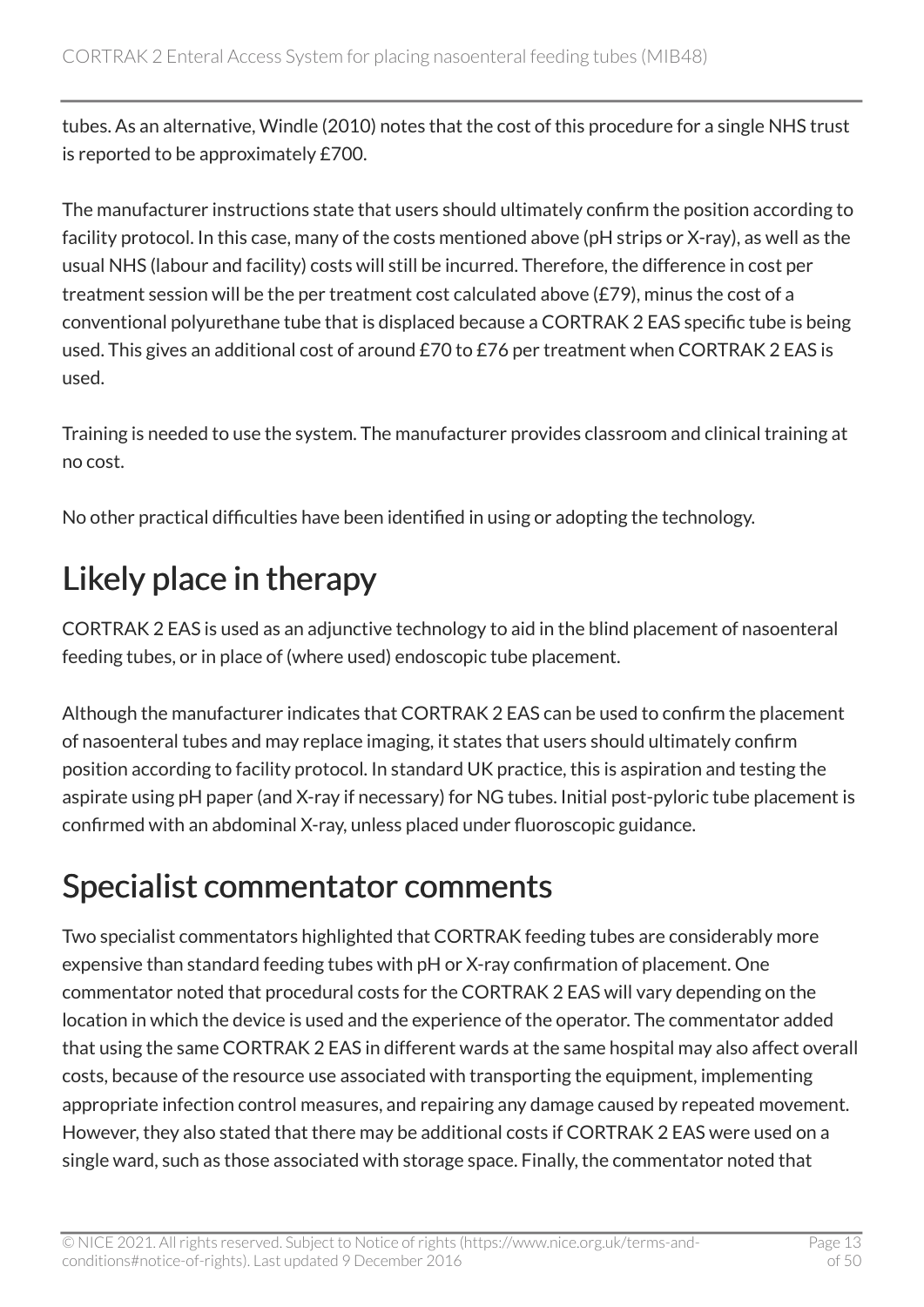tubes. As an alternative, Windle (2010) notes that the cost of this procedure for a single NHS trust is reported to be approximately £700.

The manufacturer instructions state that users should ultimately confirm the position according to facility protocol. In this case, many of the costs mentioned above (pH strips or X-ray), as well as the usual NHS (labour and facility) costs will still be incurred. Therefore, the difference in cost per treatment session will be the per treatment cost calculated above (£79), minus the cost of a conventional polyurethane tube that is displaced because a CORTRAK 2 EAS specific tube is being used. This gives an additional cost of around £70 to £76 per treatment when CORTRAK 2 EAS is used.

Training is needed to use the system. The manufacturer provides classroom and clinical training at no cost.

No other practical difficulties have been identified in using or adopting the technology.

# Likely place in therapy

CORTRAK 2 EAS is used as an adjunctive technology to aid in the blind placement of nasoenteral feeding tubes, or in place of (where used) endoscopic tube placement.

Although the manufacturer indicates that CORTRAK 2 EAS can be used to confirm the placement of nasoenteral tubes and may replace imaging, it states that users should ultimately confirm position according to facility protocol. In standard UK practice, this is aspiration and testing the aspirate using pH paper (and X-ray if necessary) for NG tubes. Initial post-pyloric tube placement is confirmed with an abdominal X-ray, unless placed under fluoroscopic guidance.

# Specialist commentator comments

Two specialist commentators highlighted that CORTRAK feeding tubes are considerably more expensive than standard feeding tubes with pH or X-ray confirmation of placement. One commentator noted that procedural costs for the CORTRAK 2 EAS will vary depending on the location in which the device is used and the experience of the operator. The commentator added that using the same CORTRAK 2 EAS in different wards at the same hospital may also affect overall costs, because of the resource use associated with transporting the equipment, implementing appropriate infection control measures, and repairing any damage caused by repeated movement. However, they also stated that there may be additional costs if CORTRAK 2 EAS were used on a single ward, such as those associated with storage space. Finally, the commentator noted that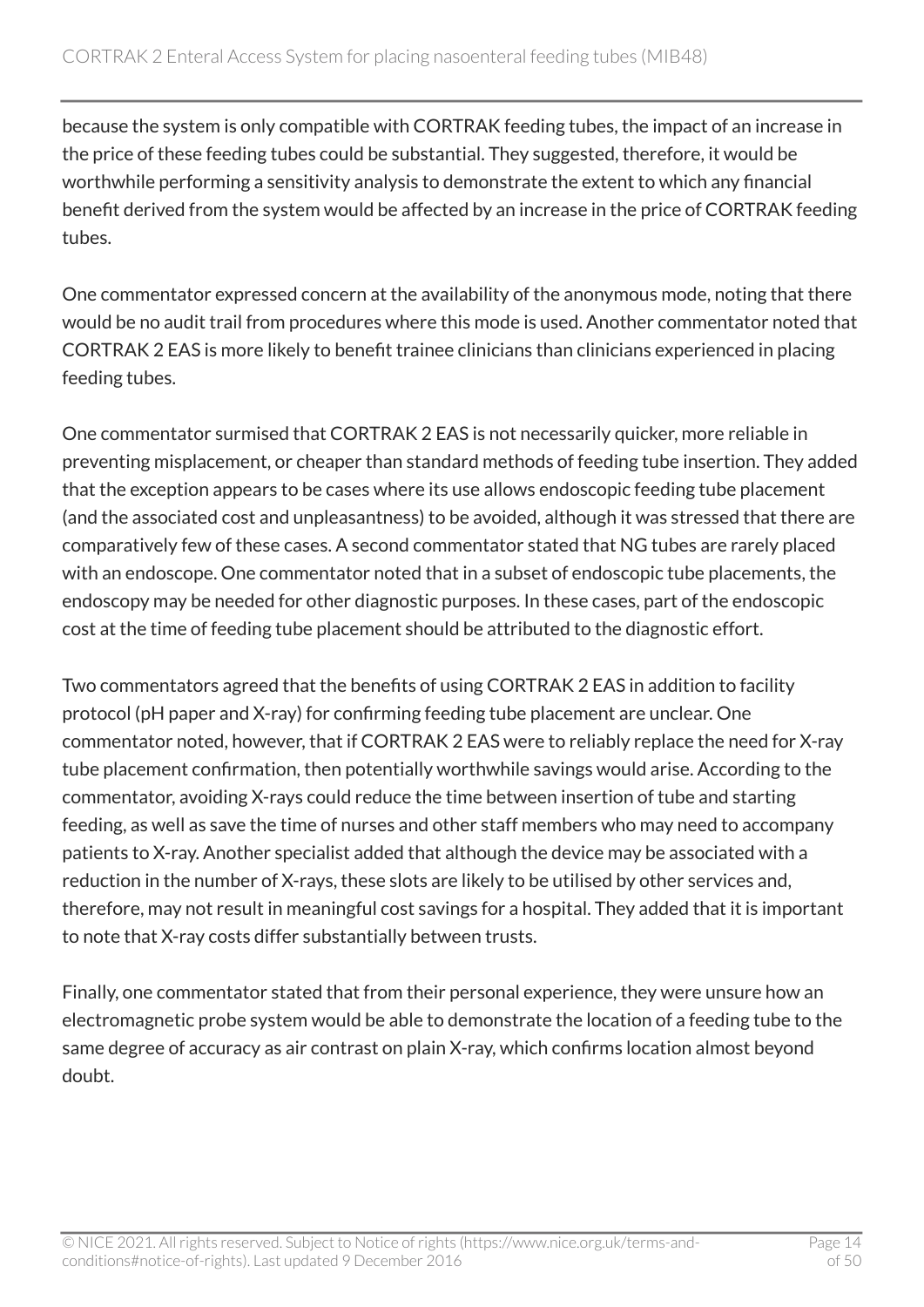because the system is only compatible with CORTRAK feeding tubes, the impact of an increase in the price of these feeding tubes could be substantial. They suggested, therefore, it would be worthwhile performing a sensitivity analysis to demonstrate the extent to which any financial benefit derived from the system would be affected by an increase in the price of CORTRAK feeding tubes.

One commentator expressed concern at the availability of the anonymous mode, noting that there would be no audit trail from procedures where this mode is used. Another commentator noted that CORTRAK 2 EAS is more likely to benefit trainee clinicians than clinicians experienced in placing feeding tubes.

One commentator surmised that CORTRAK 2 EAS is not necessarily quicker, more reliable in preventing misplacement, or cheaper than standard methods of feeding tube insertion. They added that the exception appears to be cases where its use allows endoscopic feeding tube placement (and the associated cost and unpleasantness) to be avoided, although it was stressed that there are comparatively few of these cases. A second commentator stated that NG tubes are rarely placed with an endoscope. One commentator noted that in a subset of endoscopic tube placements, the endoscopy may be needed for other diagnostic purposes. In these cases, part of the endoscopic cost at the time of feeding tube placement should be attributed to the diagnostic effort.

Two commentators agreed that the benefits of using CORTRAK 2 EAS in addition to facility protocol (pH paper and X-ray) for confirming feeding tube placement are unclear. One commentator noted, however, that if CORTRAK 2 EAS were to reliably replace the need for X-ray tube placement confirmation, then potentially worthwhile savings would arise. According to the commentator, avoiding X-rays could reduce the time between insertion of tube and starting feeding, as well as save the time of nurses and other staff members who may need to accompany patients to X-ray. Another specialist added that although the device may be associated with a reduction in the number of X-rays, these slots are likely to be utilised by other services and, therefore, may not result in meaningful cost savings for a hospital. They added that it is important to note that X-ray costs differ substantially between trusts.

Finally, one commentator stated that from their personal experience, they were unsure how an electromagnetic probe system would be able to demonstrate the location of a feeding tube to the same degree of accuracy as air contrast on plain X-ray, which confirms location almost beyond doubt.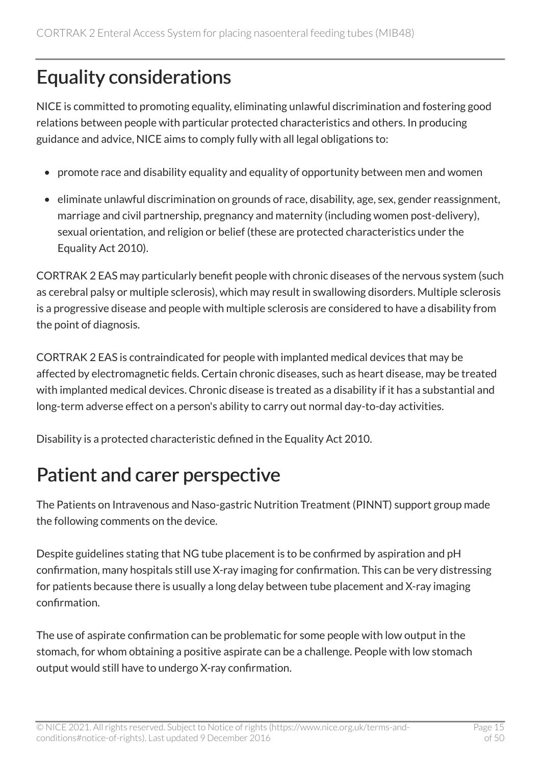## Equality considerations

NICE is committed to promoting equality, eliminating unlawful discrimination and fostering good relations between people with particular protected characteristics and others. In producing guidance and advice, NICE aims to comply fully with all legal obligations to:

- promote race and disability equality and equality of opportunity between men and women
- eliminate unlawful discrimination on grounds of race, disability, age, sex, gender reassignment, marriage and civil partnership, pregnancy and maternity (including women post-delivery), sexual orientation, and religion or belief (these are protected characteristics under the Equality Act 2010).

CORTRAK 2 EAS may particularly benefit people with chronic diseases of the nervous system (such as cerebral palsy or multiple sclerosis), which may result in swallowing disorders. Multiple sclerosis is a progressive disease and people with multiple sclerosis are considered to have a disability from the point of diagnosis.

CORTRAK 2 EAS is contraindicated for people with implanted medical devices that may be affected by electromagnetic fields. Certain chronic diseases, such as heart disease, may be treated with implanted medical devices. Chronic disease is treated as a disability if it has a substantial and long-term adverse effect on a person's ability to carry out normal day-to-day activities.

Disability is a protected characteristic defined in the Equality Act 2010.

## Patient and carer perspective

The Patients on Intravenous and Naso-gastric Nutrition Treatment (PINNT) support group made the following comments on the device.

Despite guidelines stating that NG tube placement is to be confirmed by aspiration and pH confirmation, many hospitals still use X-ray imaging for confirmation. This can be very distressing for patients because there is usually a long delay between tube placement and X-ray imaging confirmation.

The use of aspirate confirmation can be problematic for some people with low output in the stomach, for whom obtaining a positive aspirate can be a challenge. People with low stomach output would still have to undergo X-ray confirmation.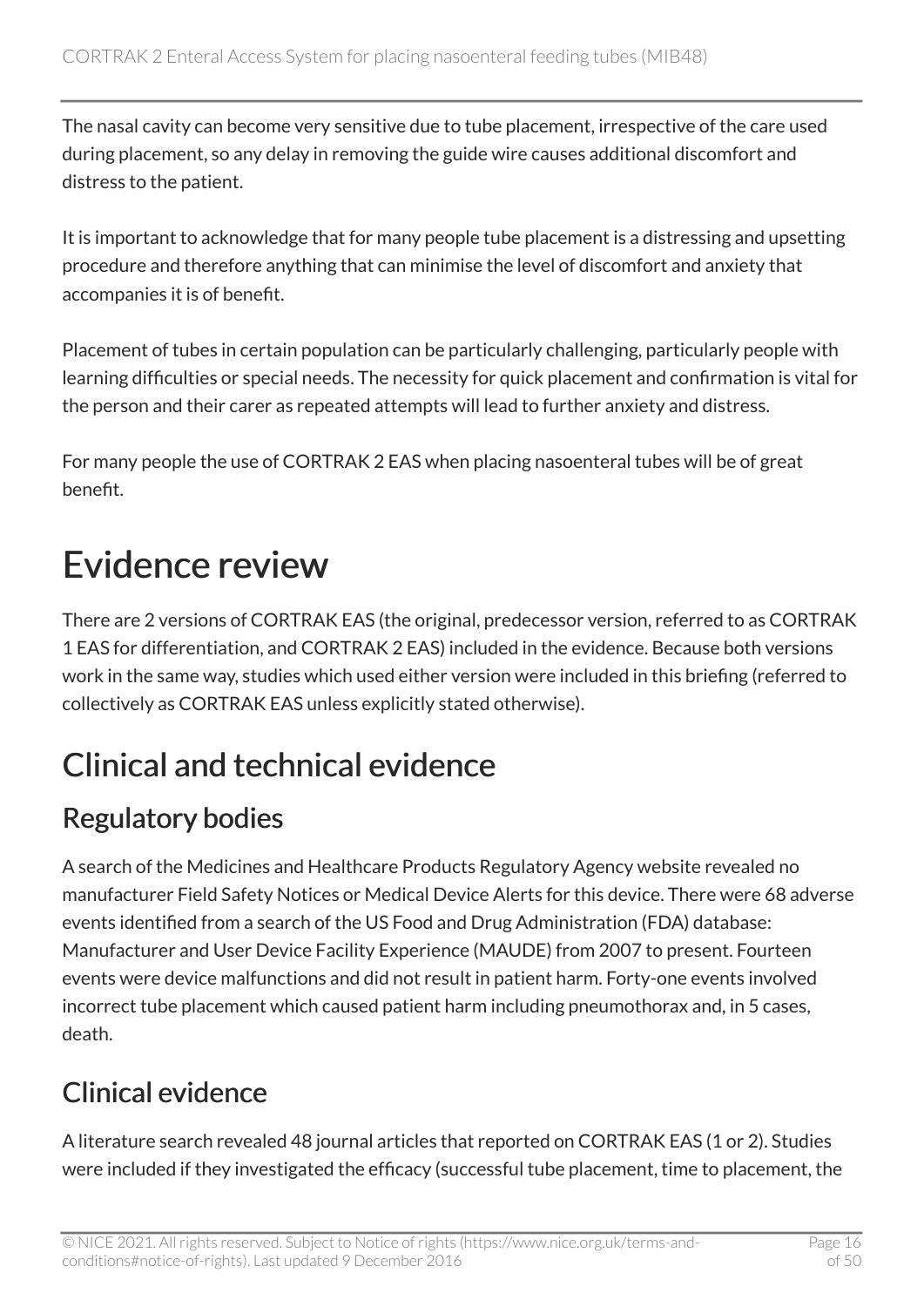The nasal cavity can become very sensitive due to tube placement, irrespective of the care used during placement, so any delay in removing the guide wire causes additional discomfort and distress to the patient.

It is important to acknowledge that for many people tube placement is a distressing and upsetting procedure and therefore anything that can minimise the level of discomfort and anxiety that accompanies it is of benefit.

Placement of tubes in certain population can be particularly challenging, particularly people with learning difficulties or special needs. The necessity for quick placement and confirmation is vital for the person and their carer as repeated attempts will lead to further anxiety and distress.

For many people the use of CORTRAK 2 EAS when placing nasoenteral tubes will be of great benefit.

# Evidence review

There are 2 versions of CORTRAK EAS (the original, predecessor version, referred to as CORTRAK 1 EAS for differentiation, and CORTRAK 2 EAS) included in the evidence. Because both versions work in the same way, studies which used either version were included in this briefing (referred to collectively as CORTRAK EAS unless explicitly stated otherwise).

## Clinical and technical evidence

### Regulatory bodies

A search of the Medicines and Healthcare Products Regulatory Agency website revealed no manufacturer Field Safety Notices or Medical Device Alerts for this device. There were 68 adverse events identified from a search of the US Food and Drug Administration (FDA) database: Manufacturer and User Device Facility Experience (MAUDE) from 2007 to present. Fourteen events were device malfunctions and did not result in patient harm. Forty-one events involved incorrect tube placement which caused patient harm including pneumothorax and, in 5 cases, death.

### Clinical evidence

A literature search revealed 48 journal articles that reported on CORTRAK EAS (1 or 2). Studies were included if they investigated the efficacy (successful tube placement, time to placement, the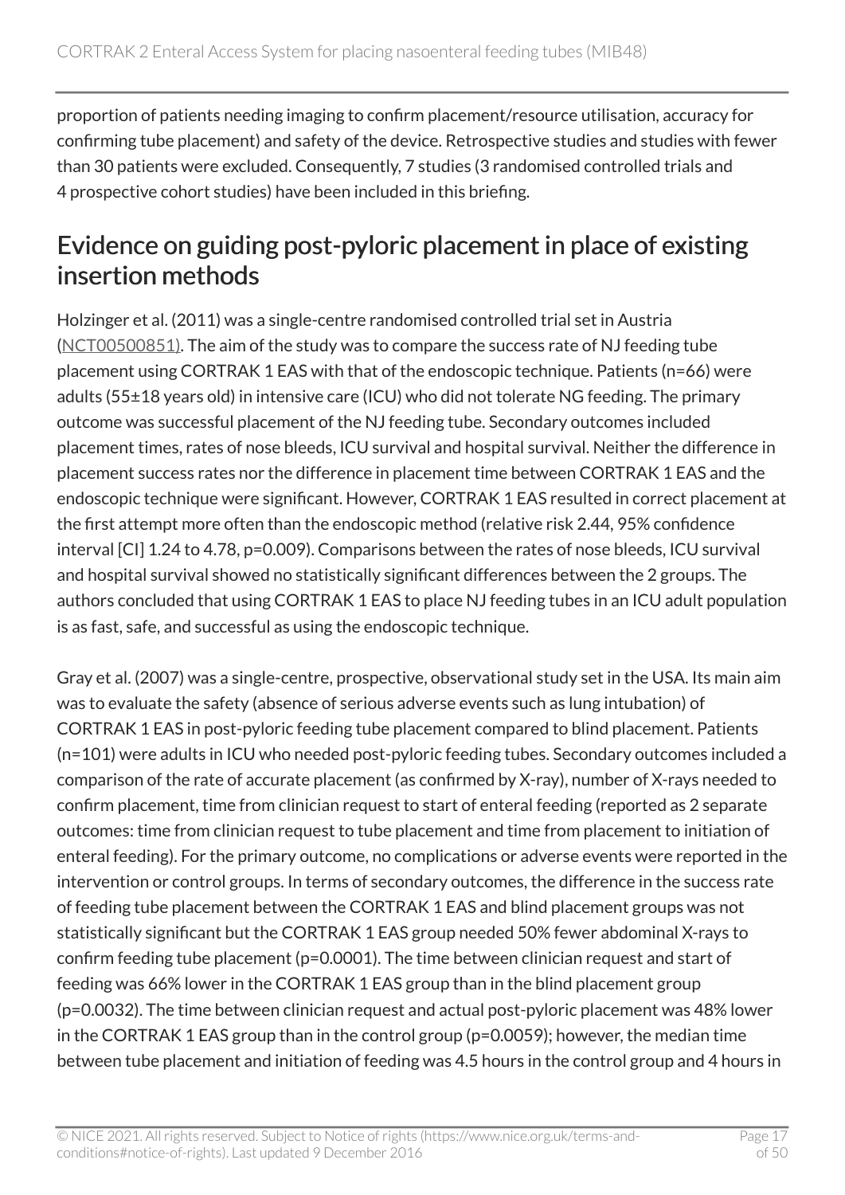proportion of patients needing imaging to confirm placement/resource utilisation, accuracy for confirming tube placement) and safety of the device. Retrospective studies and studies with fewer than 30 patients were excluded. Consequently, 7 studies (3 randomised controlled trials and 4 prospective cohort studies) have been included in this briefing.

## Evidence on guiding post-pyloric placement in place of existing insertion methods

Holzinger et al. (2011) was a single-centre randomised controlled trial set in Austria (NCT00500851). The aim of the study was to compare the success rate of NJ feeding tube placement using CORTRAK 1 EAS with that of the endoscopic technique. Patients (n=66) were adults (55±18 years old) in intensive care (ICU) who did not tolerate NG feeding. The primary outcome was successful placement of the NJ feeding tube. Secondary outcomes included placement times, rates of nose bleeds, ICU survival and hospital survival. Neither the difference in placement success rates nor the difference in placement time between CORTRAK 1 EAS and the endoscopic technique were significant. However, CORTRAK 1 EAS resulted in correct placement at the first attempt more often than the endoscopic method (relative risk 2.44, 95% confidence interval [CI] 1.24 to 4.78, p=0.009). Comparisons between the rates of nose bleeds, ICU survival and hospital survival showed no statistically significant differences between the 2 groups. The authors concluded that using CORTRAK 1 EAS to place NJ feeding tubes in an ICU adult population is as fast, safe, and successful as using the endoscopic technique.

Gray et al. (2007) was a single-centre, prospective, observational study set in the USA. Its main aim was to evaluate the safety (absence of serious adverse events such as lung intubation) of CORTRAK 1 EAS in post-pyloric feeding tube placement compared to blind placement. Patients (n=101) were adults in ICU who needed post-pyloric feeding tubes. Secondary outcomes included a comparison of the rate of accurate placement (as confirmed by X-ray), number of X-rays needed to confirm placement, time from clinician request to start of enteral feeding (reported as 2 separate outcomes: time from clinician request to tube placement and time from placement to initiation of enteral feeding). For the primary outcome, no complications or adverse events were reported in the intervention or control groups. In terms of secondary outcomes, the difference in the success rate of feeding tube placement between the CORTRAK 1 EAS and blind placement groups was not statistically significant but the CORTRAK 1 EAS group needed 50% fewer abdominal X-rays to confirm feeding tube placement (p=0.0001). The time between clinician request and start of feeding was 66% lower in the CORTRAK 1 EAS group than in the blind placement group (p=0.0032). The time between clinician request and actual post-pyloric placement was 48% lower in the CORTRAK 1 EAS group than in the control group (p=0.0059); however, the median time between tube placement and initiation of feeding was 4.5 hours in the control group and 4 hours in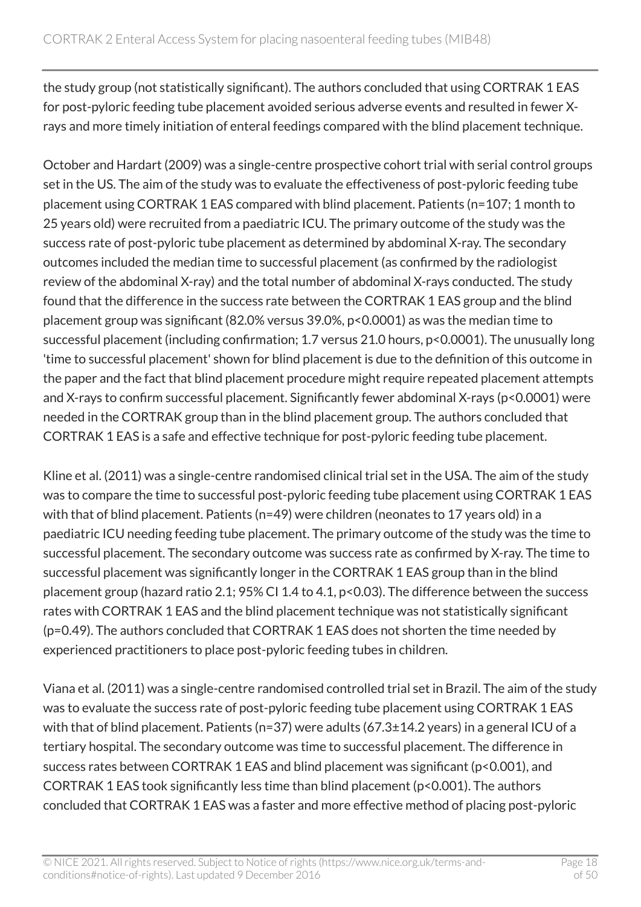the study group (not statistically significant). The authors concluded that using CORTRAK 1 EAS for post-pyloric feeding tube placement avoided serious adverse events and resulted in fewer X-rays and more timely initiation of enteral feedings compared with the blind placement technique.

October and Hardart (2009) was a single-centre prospective cohort trial with serial control groups set in the US. The aim of the study was to evaluate the effectiveness of post-pyloric feeding tube placement using CORTRAK 1 EAS compared with blind placement. Patients (n=107; 1 month to 25 years old) were recruited from a paediatric ICU. The primary outcome of the study was the success rate of post-pyloric tube placement as determined by abdominal X-ray. The secondary outcomes included the median time to successful placement (as confirmed by the radiologist review of the abdominal X-ray) and the total number of abdominal X-rays conducted. The study found that the difference in the success rate between the CORTRAK 1 EAS group and the blind placement group was significant (82.0% versus 39.0%, $p<0.0001$) as was the median time to successful placement (including confirmation; 1.7 versus 21.0 hours, $p<0.0001$). The unusually long 'time to successful placement' shown for blind placement is due to the definition of this outcome in the paper and the fact that blind placement procedure might require repeated placement attempts and X-rays to confirm successful placement. Significantly fewer abdominal X-rays ($p<0.0001$) were needed in the CORTRAK group than in the blind placement group. The authors concluded that CORTRAK 1 EAS is a safe and effective technique for post-pyloric feeding tube placement.

Kline et al. (2011) was a single-centre randomised clinical trial set in the USA. The aim of the study was to compare the time to successful post-pyloric feeding tube placement using CORTRAK 1 EAS with that of blind placement. Patients (n=49) were children (neonates to 17 years old) in a paediatric ICU needing feeding tube placement. The primary outcome of the study was the time to successful placement. The secondary outcome was success rate as confirmed by X-ray. The time to successful placement was significantly longer in the CORTRAK 1 EAS group than in the blind placement group (hazard ratio 2.1; 95% CI 1.4 to 4.1, $p<0.03$). The difference between the success rates with CORTRAK 1 EAS and the blind placement technique was not statistically significant ($p=0.49$). The authors concluded that CORTRAK 1 EAS does not shorten the time needed by experienced practitioners to place post-pyloric feeding tubes in children.

Viana et al. (2011) was a single-centre randomised controlled trial set in Brazil. The aim of the study was to evaluate the success rate of post-pyloric feeding tube placement using CORTRAK 1 EAS with that of blind placement. Patients (n=37) were adults (67.3±14.2 years) in a general ICU of a tertiary hospital. The secondary outcome was time to successful placement. The difference in success rates between CORTRAK 1 EAS and blind placement was significant ($p<0.001$), and CORTRAK 1 EAS took significantly less time than blind placement ($p<0.001$). The authors concluded that CORTRAK 1 EAS was a faster and more effective method of placing post-pyloric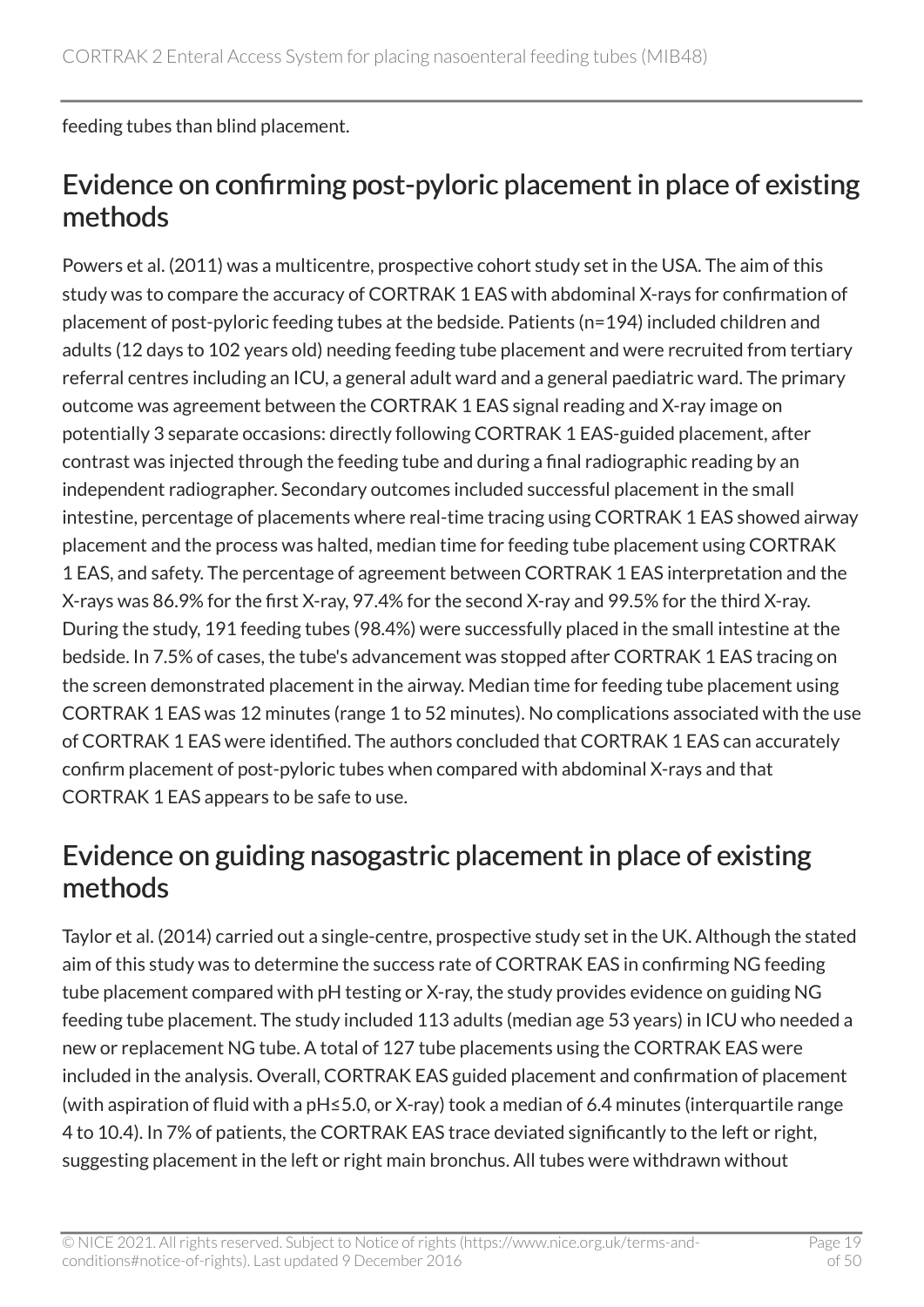feeding tubes than blind placement.

## Evidence on confirming post-pyloric placement in place of existing methods

Powers et al. (2011) was a multicentre, prospective cohort study set in the USA. The aim of this study was to compare the accuracy of CORTRAK 1 EAS with abdominal X-rays for confirmation of placement of post-pyloric feeding tubes at the bedside. Patients (n=194) included children and adults (12 days to 102 years old) needing feeding tube placement and were recruited from tertiary referral centres including an ICU, a general adult ward and a general paediatric ward. The primary outcome was agreement between the CORTRAK 1 EAS signal reading and X-ray image on potentially 3 separate occasions: directly following CORTRAK 1 EAS-guided placement, after contrast was injected through the feeding tube and during a final radiographic reading by an independent radiographer. Secondary outcomes included successful placement in the small intestine, percentage of placements where real-time tracing using CORTRAK 1 EAS showed airway placement and the process was halted, median time for feeding tube placement using CORTRAK 1 EAS, and safety. The percentage of agreement between CORTRAK 1 EAS interpretation and the X-rays was 86.9% for the first X-ray, 97.4% for the second X-ray and 99.5% for the third X-ray. During the study, 191 feeding tubes (98.4%) were successfully placed in the small intestine at the bedside. In 7.5% of cases, the tube's advancement was stopped after CORTRAK 1 EAS tracing on the screen demonstrated placement in the airway. Median time for feeding tube placement using CORTRAK 1 EAS was 12 minutes (range 1 to 52 minutes). No complications associated with the use of CORTRAK 1 EAS were identified. The authors concluded that CORTRAK 1 EAS can accurately confirm placement of post-pyloric tubes when compared with abdominal X-rays and that CORTRAK 1 EAS appears to be safe to use.

## Evidence on guiding nasogastric placement in place of existing methods

Taylor et al. (2014) carried out a single-centre, prospective study set in the UK. Although the stated aim of this study was to determine the success rate of CORTRAK EAS in confirming NG feeding tube placement compared with pH testing or X-ray, the study provides evidence on guiding NG feeding tube placement. The study included 113 adults (median age 53 years) in ICU who needed a new or replacement NG tube. A total of 127 tube placements using the CORTRAK EAS were included in the analysis. Overall, CORTRAK EAS guided placement and confirmation of placement (with aspiration of fluid with a pH≤5.0, or X-ray) took a median of 6.4 minutes (interquartile range 4 to 10.4). In 7% of patients, the CORTRAK EAS trace deviated significantly to the left or right, suggesting placement in the left or right main bronchus. All tubes were withdrawn without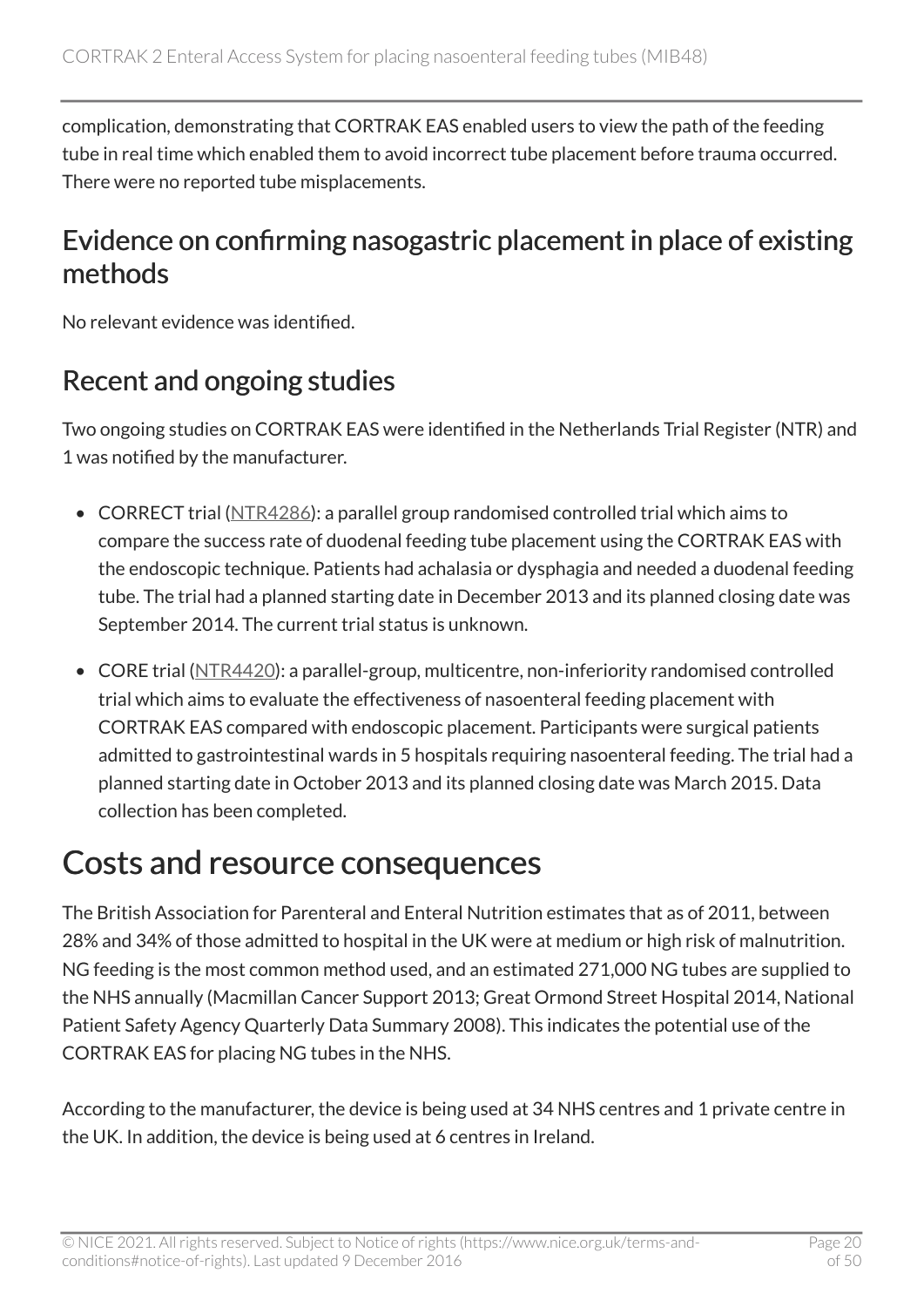complication, demonstrating that CORTRAK EAS enabled users to view the path of the feeding tube in real time which enabled them to avoid incorrect tube placement before trauma occurred. There were no reported tube misplacements.

## Evidence on confirming nasogastric placement in place of existing methods

No relevant evidence was identified.

## Recent and ongoing studies

Two ongoing studies on CORTRAK EAS were identified in the Netherlands Trial Register (NTR) and 1 was notified by the manufacturer.

- CORRECT trial (NTR4286): a parallel group randomised controlled trial which aims to compare the success rate of duodenal feeding tube placement using the CORTRAK EAS with the endoscopic technique. Patients had achalasia or dysphagia and needed a duodenal feeding tube. The trial had a planned starting date in December 2013 and its planned closing date was September 2014. The current trial status is unknown.
- CORE trial (NTR4420): a parallel-group, multicentre, non-inferiority randomised controlled trial which aims to evaluate the effectiveness of nasoenteral feeding placement with CORTRAK EAS compared with endoscopic placement. Participants were surgical patients admitted to gastrointestinal wards in 5 hospitals requiring nasoenteral feeding. The trial had a planned starting date in October 2013 and its planned closing date was March 2015. Data collection has been completed.

# Costs and resource consequences

The British Association for Parenteral and Enteral Nutrition estimates that as of 2011, between 28% and 34% of those admitted to hospital in the UK were at medium or high risk of malnutrition. NG feeding is the most common method used, and an estimated 271,000 NG tubes are supplied to the NHS annually (Macmillan Cancer Support 2013; Great Ormond Street Hospital 2014, National Patient Safety Agency Quarterly Data Summary 2008). This indicates the potential use of the CORTRAK EAS for placing NG tubes in the NHS.

According to the manufacturer, the device is being used at 34 NHS centres and 1 private centre in the UK. In addition, the device is being used at 6 centres in Ireland.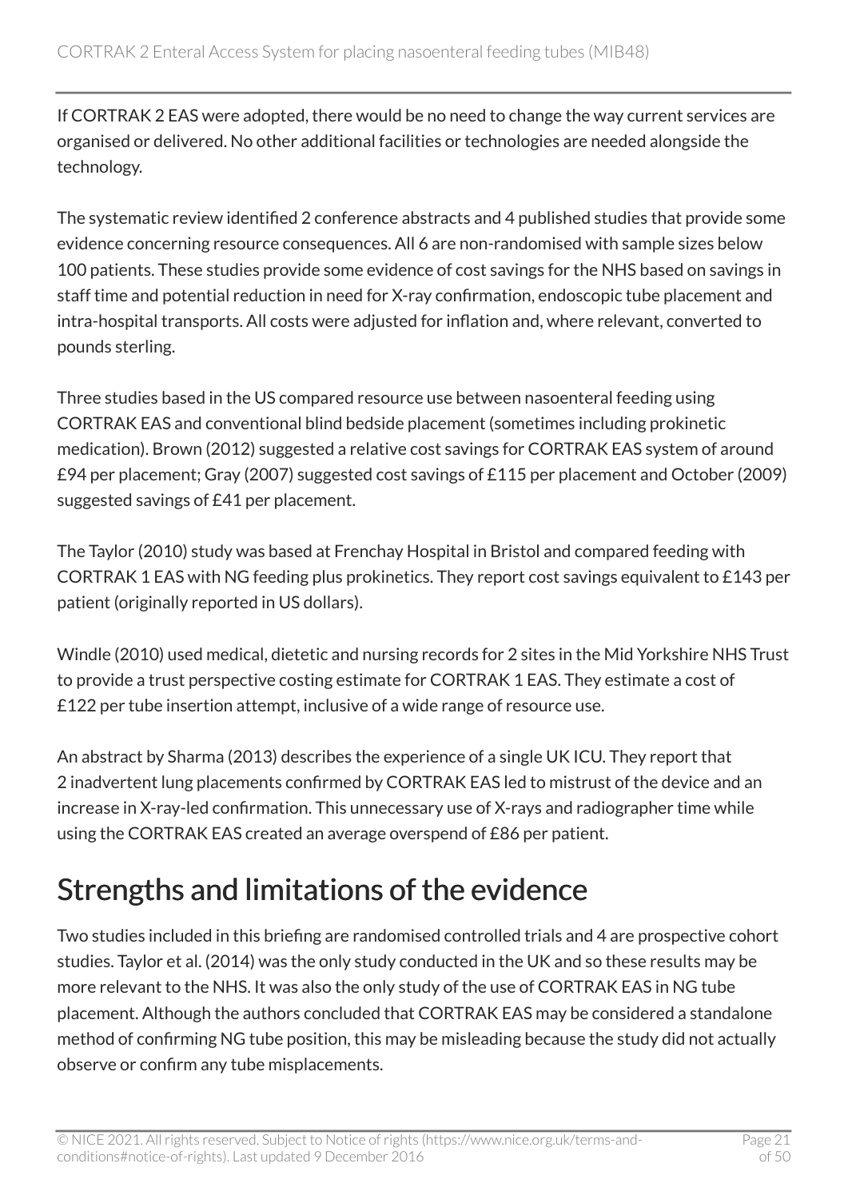If CORTRAK 2 EAS were adopted, there would be no need to change the way current services are organised or delivered. No other additional facilities or technologies are needed alongside the technology.

The systematic review identified 2 conference abstracts and 4 published studies that provide some evidence concerning resource consequences. All 6 are non-randomised with sample sizes below 100 patients. These studies provide some evidence of cost savings for the NHS based on savings in staff time and potential reduction in need for X-ray confirmation, endoscopic tube placement and intra-hospital transports. All costs were adjusted for inflation and, where relevant, converted to pounds sterling.

Three studies based in the US compared resource use between nasoenteral feeding using CORTRAK EAS and conventional blind bedside placement (sometimes including prokinetic medication). Brown (2012) suggested a relative cost savings for CORTRAK EAS system of around £94 per placement; Gray (2007) suggested cost savings of £115 per placement and October (2009) suggested savings of £41 per placement.

The Taylor (2010) study was based at Frenchay Hospital in Bristol and compared feeding with CORTRAK 1 EAS with NG feeding plus prokinetics. They report cost savings equivalent to £143 per patient (originally reported in US dollars).

Windle (2010) used medical, dietetic and nursing records for 2 sites in the Mid Yorkshire NHS Trust to provide a trust perspective costing estimate for CORTRAK 1 EAS. They estimate a cost of £122 per tube insertion attempt, inclusive of a wide range of resource use.

An abstract by Sharma (2013) describes the experience of a single UK ICU. They report that 2 inadvertent lung placements confirmed by CORTRAK EAS led to mistrust of the device and an increase in X-ray-led confirmation. This unnecessary use of X-rays and radiographer time while using the CORTRAK EAS created an average overspend of £86 per patient.

## Strengths and limitations of the evidence

Two studies included in this briefing are randomised controlled trials and 4 are prospective cohort studies. Taylor et al. (2014) was the only study conducted in the UK and so these results may be more relevant to the NHS. It was also the only study of the use of CORTRAK EAS in NG tube placement. Although the authors concluded that CORTRAK EAS may be considered a standalone method of confirming NG tube position, this may be misleading because the study did not actually observe or confirm any tube misplacements.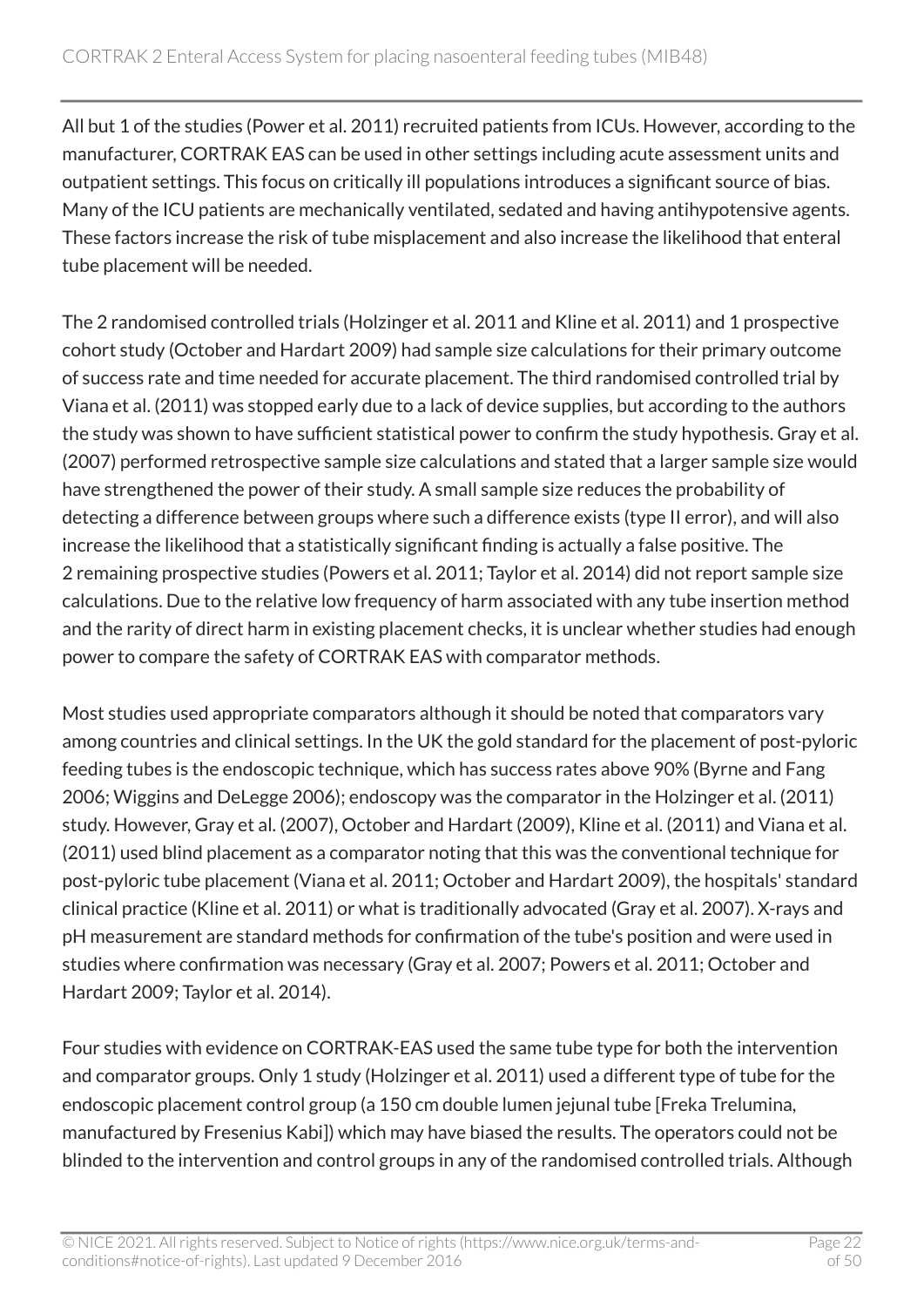All but 1 of the studies (Power et al. 2011) recruited patients from ICUs. However, according to the manufacturer, CORTRAK EAS can be used in other settings including acute assessment units and outpatient settings. This focus on critically ill populations introduces a significant source of bias. Many of the ICU patients are mechanically ventilated, sedated and having antihypotensive agents. These factors increase the risk of tube misplacement and also increase the likelihood that enteral tube placement will be needed.

The 2 randomised controlled trials (Holzinger et al. 2011 and Kline et al. 2011) and 1 prospective cohort study (October and Hardart 2009) had sample size calculations for their primary outcome of success rate and time needed for accurate placement. The third randomised controlled trial by Viana et al. (2011) was stopped early due to a lack of device supplies, but according to the authors the study was shown to have sufficient statistical power to confirm the study hypothesis. Gray et al. (2007) performed retrospective sample size calculations and stated that a larger sample size would have strengthened the power of their study. A small sample size reduces the probability of detecting a difference between groups where such a difference exists (type II error), and will also increase the likelihood that a statistically significant finding is actually a false positive. The 2 remaining prospective studies (Powers et al. 2011; Taylor et al. 2014) did not report sample size calculations. Due to the relative low frequency of harm associated with any tube insertion method and the rarity of direct harm in existing placement checks, it is unclear whether studies had enough power to compare the safety of CORTRAK EAS with comparator methods.

Most studies used appropriate comparators although it should be noted that comparators vary among countries and clinical settings. In the UK the gold standard for the placement of post-pyloric feeding tubes is the endoscopic technique, which has success rates above 90% (Byrne and Fang 2006; Wiggins and DeLegge 2006); endoscopy was the comparator in the Holzinger et al. (2011) study. However, Gray et al. (2007), October and Hardart (2009), Kline et al. (2011) and Viana et al. (2011) used blind placement as a comparator noting that this was the conventional technique for post-pyloric tube placement (Viana et al. 2011; October and Hardart 2009), the hospitals' standard clinical practice (Kline et al. 2011) or what is traditionally advocated (Gray et al. 2007). X-rays and pH measurement are standard methods for confirmation of the tube's position and were used in studies where confirmation was necessary (Gray et al. 2007; Powers et al. 2011; October and Hardart 2009; Taylor et al. 2014).

Four studies with evidence on CORTRAK-EAS used the same tube type for both the intervention and comparator groups. Only 1 study (Holzinger et al. 2011) used a different type of tube for the endoscopic placement control group (a 150 cm double lumen jejunal tube [Freka Trelumina, manufactured by Fresenius Kabi]) which may have biased the results. The operators could not be blinded to the intervention and control groups in any of the randomised controlled trials. Although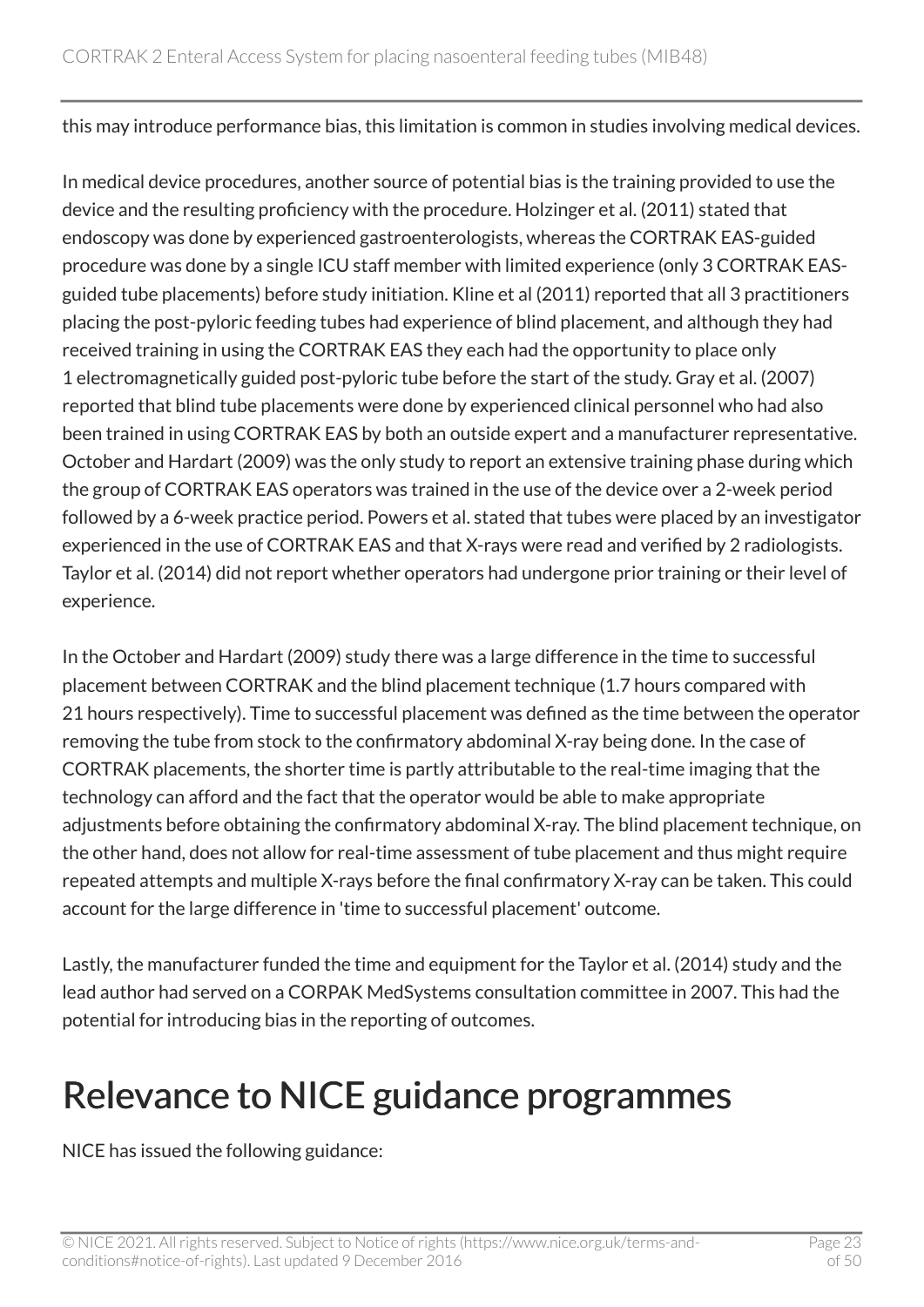this may introduce performance bias, this limitation is common in studies involving medical devices.

In medical device procedures, another source of potential bias is the training provided to use the device and the resulting proficiency with the procedure. Holzinger et al. (2011) stated that endoscopy was done by experienced gastroenterologists, whereas the CORTRAK EAS-guided procedure was done by a single ICU staff member with limited experience (only 3 CORTRAK EAS-guided tube placements) before study initiation. Kline et al (2011) reported that all 3 practitioners placing the post-pyloric feeding tubes had experience of blind placement, and although they had received training in using the CORTRAK EAS they each had the opportunity to place only 1 electromagnetically guided post-pyloric tube before the start of the study. Gray et al. (2007) reported that blind tube placements were done by experienced clinical personnel who had also been trained in using CORTRAK EAS by both an outside expert and a manufacturer representative. October and Hardart (2009) was the only study to report an extensive training phase during which the group of CORTRAK EAS operators was trained in the use of the device over a 2-week period followed by a 6-week practice period. Powers et al. stated that tubes were placed by an investigator experienced in the use of CORTRAK EAS and that X-rays were read and verified by 2 radiologists. Taylor et al. (2014) did not report whether operators had undergone prior training or their level of experience.

In the October and Hardart (2009) study there was a large difference in the time to successful placement between CORTRAK and the blind placement technique (1.7 hours compared with 21 hours respectively). Time to successful placement was defined as the time between the operator removing the tube from stock to the confirmatory abdominal X-ray being done. In the case of CORTRAK placements, the shorter time is partly attributable to the real-time imaging that the technology can afford and the fact that the operator would be able to make appropriate adjustments before obtaining the confirmatory abdominal X-ray. The blind placement technique, on the other hand, does not allow for real-time assessment of tube placement and thus might require repeated attempts and multiple X-rays before the final confirmatory X-ray can be taken. This could account for the large difference in 'time to successful placement' outcome.

Lastly, the manufacturer funded the time and equipment for the Taylor et al. (2014) study and the lead author had served on a CORPAK MedSystems consultation committee in 2007. This had the potential for introducing bias in the reporting of outcomes.

# Relevance to NICE guidance programmes

NICE has issued the following guidance: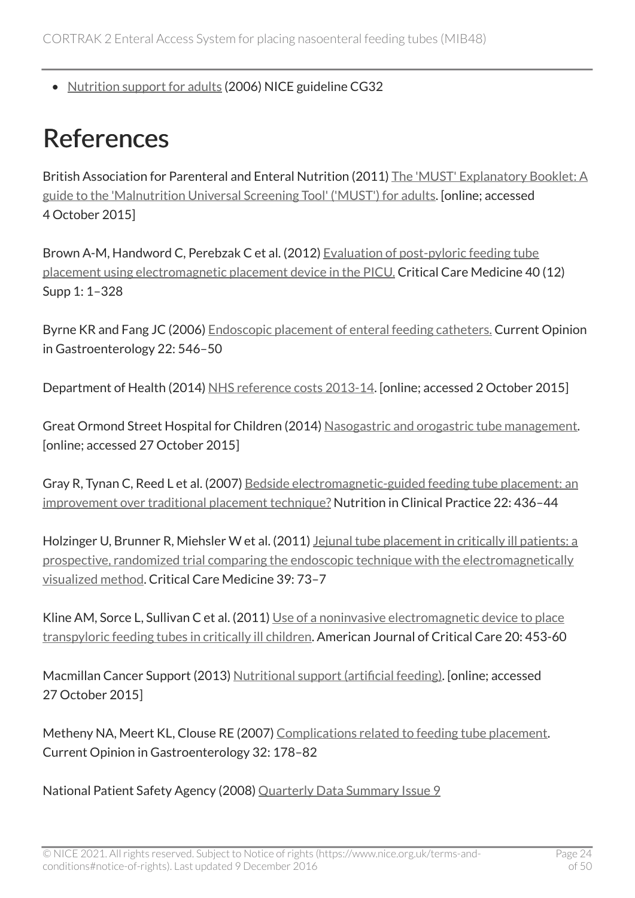- Nutrition support for adults (2006) NICE guideline CG32

# References

British Association for Parenteral and Enteral Nutrition (2011) The 'MUST' Explanatory Booklet: A guide to the 'Malnutrition Universal Screening Tool' ('MUST') for adults. [online; accessed 4 October 2015]

Brown A-M, Handword C, Perebzak C et al. (2012) Evaluation of post-pyloric feeding tube placement using electromagnetic placement device in the PICU. Critical Care Medicine 40 (12) Supp 1: 1–328

Byrne KR and Fang JC (2006) Endoscopic placement of enteral feeding catheters. Current Opinion in Gastroenterology 22: 546–50

Department of Health (2014) NHS reference costs 2013-14. [online; accessed 2 October 2015]

Great Ormond Street Hospital for Children (2014) Nasogastric and orogastric tube management. [online; accessed 27 October 2015]

Gray R, Tynan C, Reed L et al. (2007) Bedside electromagnetic-guided feeding tube placement: an improvement over traditional placement technique? Nutrition in Clinical Practice 22: 436–44

Holzinger U, Brunner R, Miehsler W et al. (2011) Jejunal tube placement in critically ill patients: a prospective, randomized trial comparing the endoscopic technique with the electromagnetically visualized method. Critical Care Medicine 39: 73–7

Kline AM, Sorce L, Sullivan C et al. (2011) Use of a noninvasive electromagnetic device to place transpyloric feeding tubes in critically ill children. American Journal of Critical Care 20: 453-60

Macmillan Cancer Support (2013) Nutritional support (artificial feeding). [online; accessed 27 October 2015]

Metheny NA, Meert KL, Clouse RE (2007) Complications related to feeding tube placement. Current Opinion in Gastroenterology 32: 178–82

National Patient Safety Agency (2008) Quarterly Data Summary Issue 9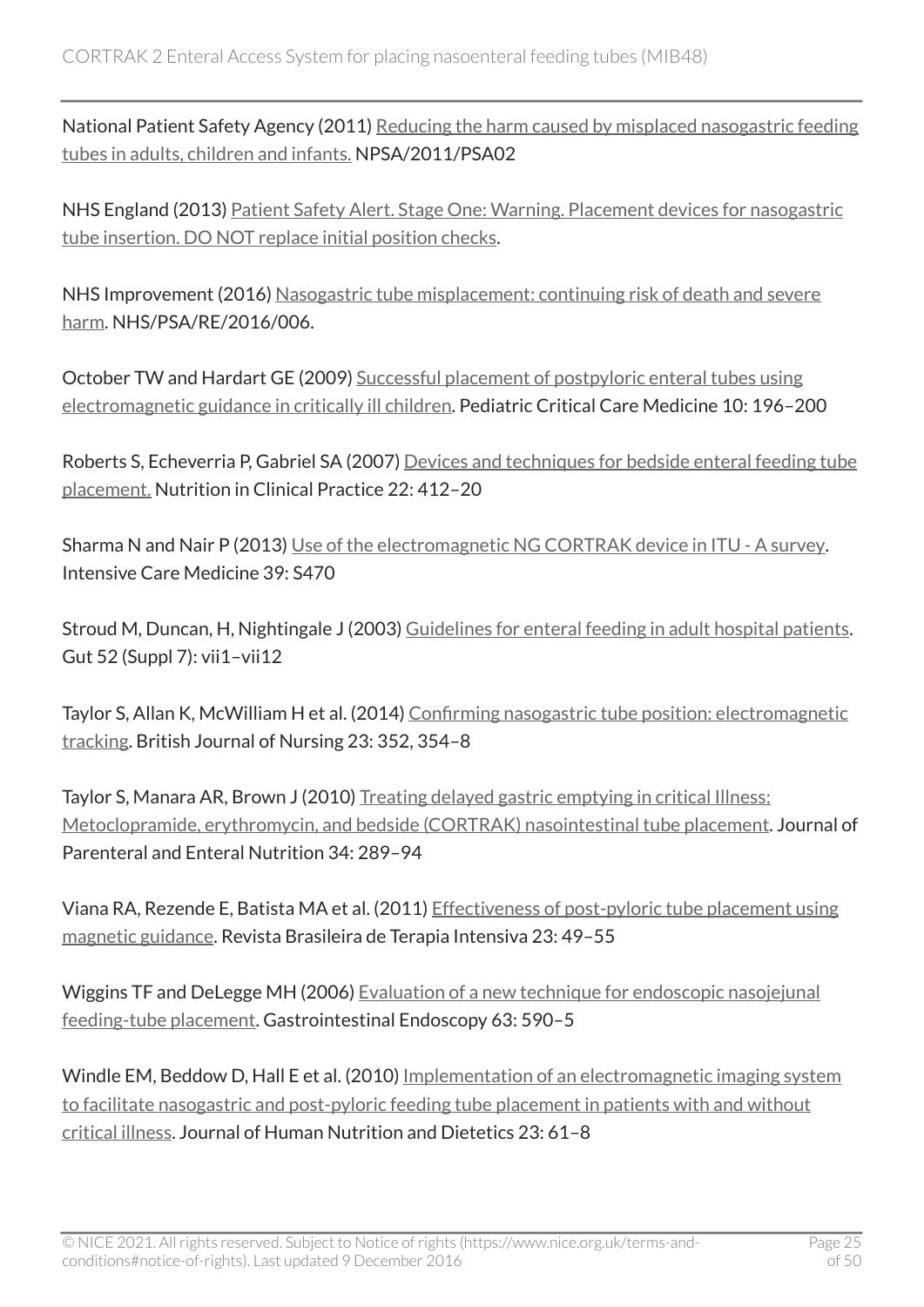National Patient Safety Agency (2011) Reducing the harm caused by misplaced nasogastric feeding tubes in adults, children and infants. NPSA/2011/PSA02

NHS England (2013) Patient Safety Alert. Stage One: Warning. Placement devices for nasogastric tube insertion. DO NOT replace initial position checks.

NHS Improvement (2016) Nasogastric tube misplacement: continuing risk of death and severe harm. NHS/PSA/RE/2016/006.

October TW and Hardart GE (2009) Successful placement of postpyloric enteral tubes using electromagnetic guidance in critically ill children. Pediatric Critical Care Medicine 10: 196–200

Roberts S, Echeverria P, Gabriel SA (2007) Devices and techniques for bedside enteral feeding tube placement. Nutrition in Clinical Practice 22: 412–20

Sharma N and Nair P (2013) Use of the electromagnetic NG CORTRAK device in ITU - A survey. Intensive Care Medicine 39: S470

Stroud M, Duncan, H, Nightingale J (2003) Guidelines for enteral feeding in adult hospital patients. Gut 52 (Suppl 7): vii1–vii12

Taylor S, Allan K, McWilliam H et al. (2014) Confirming nasogastric tube position: electromagnetic tracking. British Journal of Nursing 23: 352, 354–8

Taylor S, Manara AR, Brown J (2010) Treating delayed gastric emptying in critical Illness: Metoclopramide, erythromycin, and bedside (CORTRAK) nasointestinal tube placement. Journal of Parenteral and Enteral Nutrition 34: 289–94

Viana RA, Rezende E, Batista MA et al. (2011) Effectiveness of post-pyloric tube placement using magnetic guidance. Revista Brasileira de Terapia Intensiva 23: 49–55

Wiggins TF and DeLegge MH (2006) Evaluation of a new technique for endoscopic nasojejunal feeding-tube placement. Gastrointestinal Endoscopy 63: 590–5

Windle EM, Beddow D, Hall E et al. (2010) Implementation of an electromagnetic imaging system to facilitate nasogastric and post-pyloric feeding tube placement in patients with and without critical illness. Journal of Human Nutrition and Dietetics 23: 61–8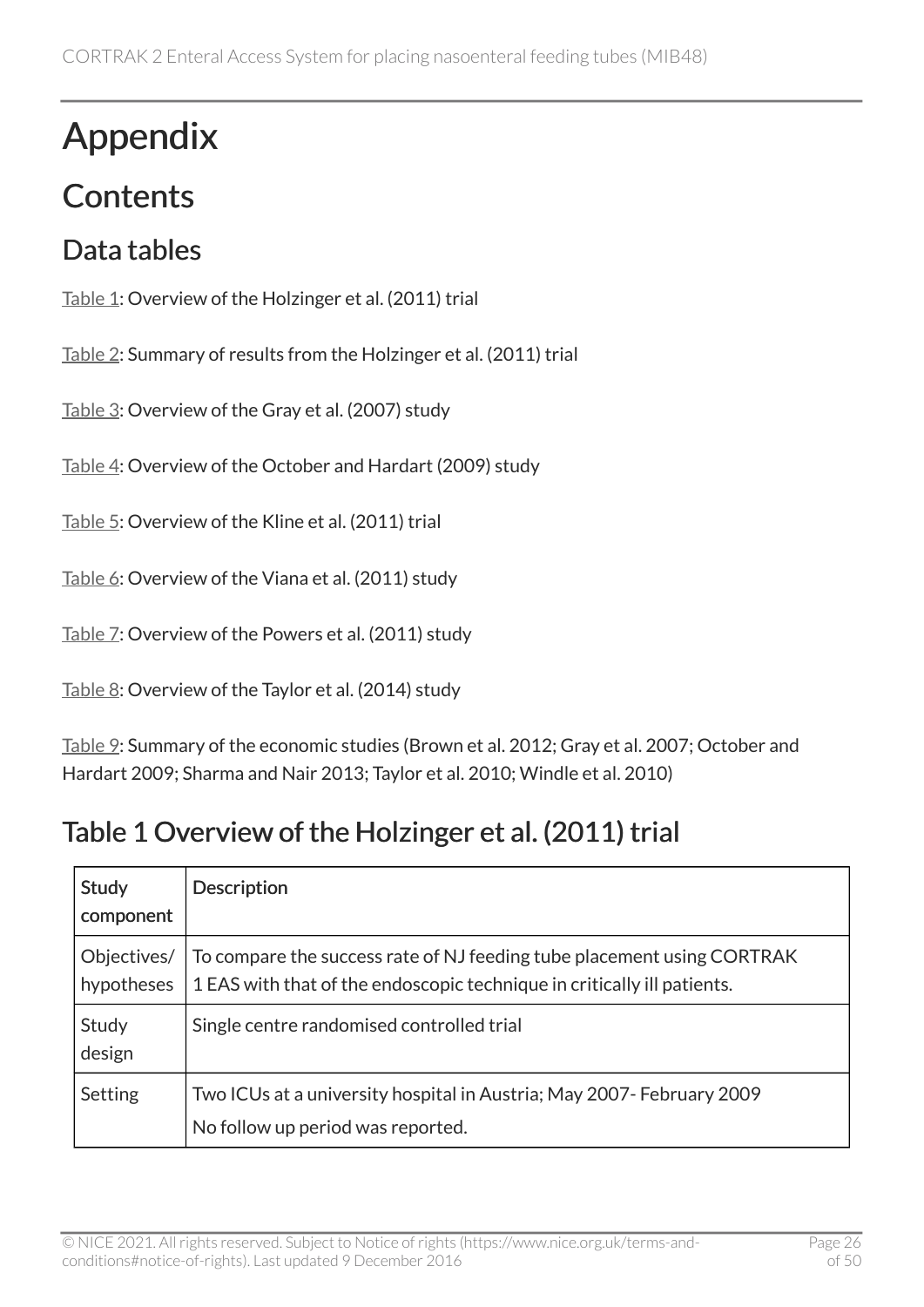# Appendix

## Contents

### Data tables

Table 1: Overview of the Holzinger et al. (2011) trial

Table 2: Summary of results from the Holzinger et al. (2011) trial

Table 3: Overview of the Gray et al. (2007) study

Table 4: Overview of the October and Hardart (2009) study

Table 5: Overview of the Kline et al. (2011) trial

Table 6: Overview of the Viana et al. (2011) study

Table 7: Overview of the Powers et al. (2011) study

Table 8: Overview of the Taylor et al. (2014) study

Table 9: Summary of the economic studies (Brown et al. 2012; Gray et al. 2007; October and Hardart 2009; Sharma and Nair 2013; Taylor et al. 2010; Windle et al. 2010)

## Table 1 Overview of the Holzinger et al. (2011) trial

| Study component | Description |
| --- | --- |
| Objectives/ hypotheses | To compare the success rate of NJ feeding tube placement using CORTRAK 1 EAS with that of the endoscopic technique in critically ill patients. |
| Study design | Single centre randomised controlled trial |
| Setting | Two ICUs at a university hospital in Austria; May 2007- February 2009<br>No follow up period was reported. |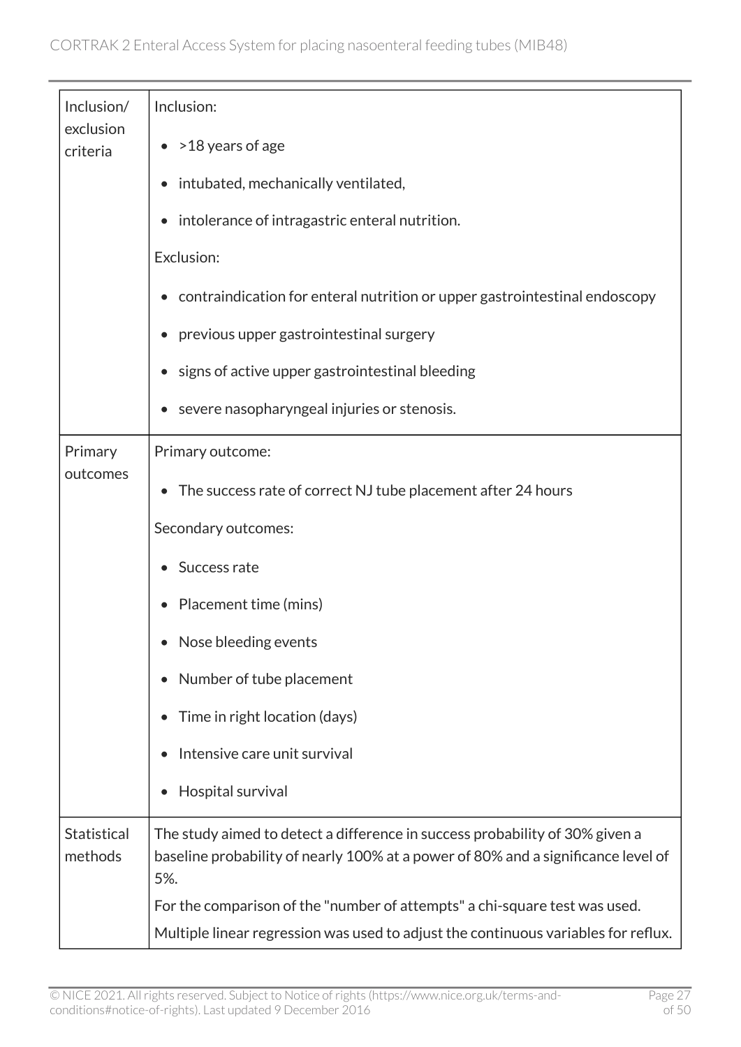| | |
|---|---|
| Inclusion/ exclusion criteria | Inclusion:<br><br>• >18 years of age<br>• intubated, mechanically ventilated,<br>• intolerance of intragastric enteral nutrition.<br><br>Exclusion:<br><br>• contraindication for enteral nutrition or upper gastrointestinal endoscopy<br>• previous upper gastrointestinal surgery<br>• signs of active upper gastrointestinal bleeding<br>• severe nasopharyngeal injuries or stenosis. |
| Primary outcomes | Primary outcome:<br><br>• The success rate of correct NJ tube placement after 24 hours<br><br>Secondary outcomes:<br><br>• Success rate<br>• Placement time (mins)<br>• Nose bleeding events<br>• Number of tube placement<br>• Time in right location (days)<br>• Intensive care unit survival<br>• Hospital survival |
| Statistical methods | The study aimed to detect a difference in success probability of 30% given a baseline probability of nearly 100% at a power of 80% and a significance level of 5%.<br>For the comparison of the "number of attempts" a chi-square test was used.<br>Multiple linear regression was used to adjust the continuous variables for reflux. |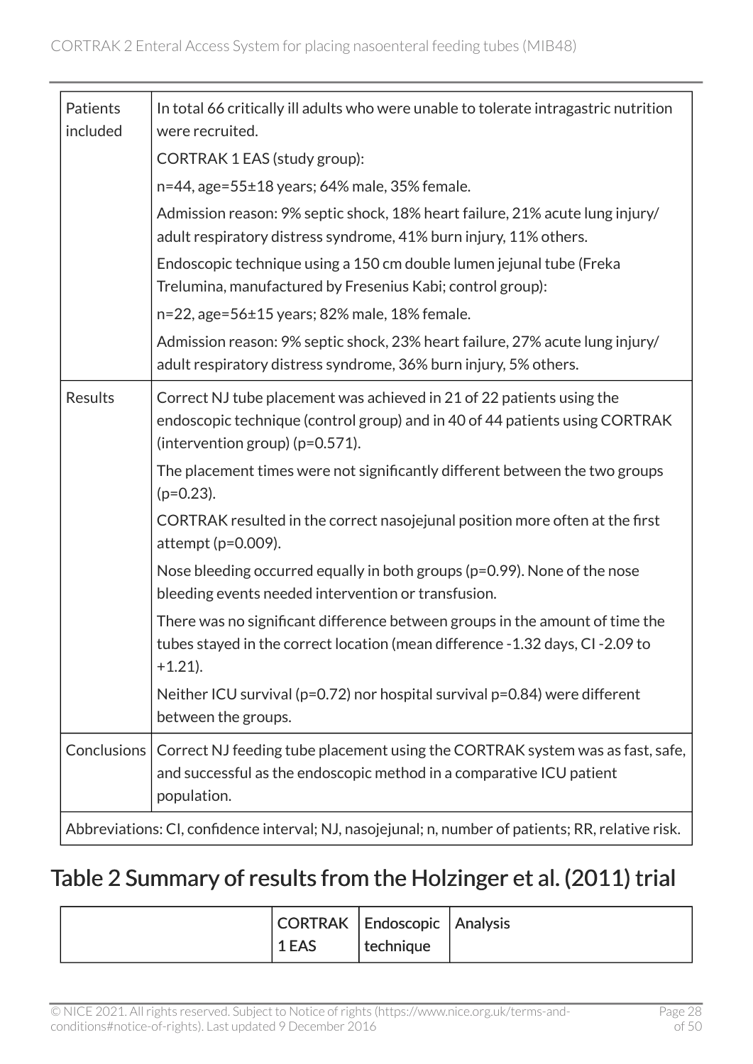| Patients included | In total 66 critically ill adults who were unable to tolerate intragastric nutrition were recruited.<br>CORTRAK 1 EAS (study group):<br>n=44, age=55±18 years; 64% male, 35% female.<br>Admission reason: 9% septic shock, 18% heart failure, 21% acute lung injury/ adult respiratory distress syndrome, 41% burn injury, 11% others.<br>Endoscopic technique using a 150 cm double lumen jejunal tube (Freka Trelumina, manufactured by Fresenius Kabi; control group):<br>n=22, age=56±15 years; 82% male, 18% female.<br>Admission reason: 9% septic shock, 23% heart failure, 27% acute lung injury/ adult respiratory distress syndrome, 36% burn injury, 5% others. |
|---|---|
| Results | Correct NJ tube placement was achieved in 21 of 22 patients using the endoscopic technique (control group) and in 40 of 44 patients using CORTRAK (intervention group) (p=0.571).<br>The placement times were not significantly different between the two groups (p=0.23).<br>CORTRAK resulted in the correct nasojejunal position more often at the first attempt (p=0.009).<br>Nose bleeding occurred equally in both groups (p=0.99). None of the nose bleeding events needed intervention or transfusion.<br>There was no significant difference between groups in the amount of time the tubes stayed in the correct location (mean difference -1.32 days, CI -2.09 to +1.21).<br>Neither ICU survival (p=0.72) nor hospital survival p=0.84) were different between the groups. |
| Conclusions | Correct NJ feeding tube placement using the CORTRAK system was as fast, safe, and successful as the endoscopic method in a comparative ICU patient population. |

Abbreviations: CI, confidence interval; NJ, nasojejunal; n, number of patients; RR, relative risk.

## Table 2 Summary of results from the Holzinger et al. (2011) trial

| | CORTRAK 1 EAS | Endoscopic technique | Analysis |
|---|---|---|---|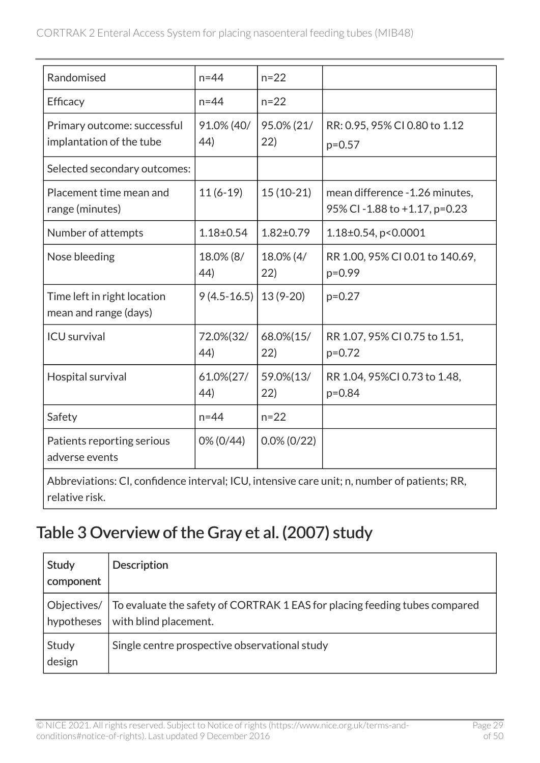| Randomised | n=44 | n=22 | |
|---|---|---|---|
| Efficacy | n=44 | n=22 | |
| Primary outcome: successful implantation of the tube | 91.0% (40/44) | 95.0% (21/22) | RR: 0.95, 95% CI 0.80 to 1.12 p=0.57 |
| Selected secondary outcomes: | | | |
| Placement time mean and range (minutes) | 11 (6-19) | 15 (10-21) | mean difference -1.26 minutes, 95% CI -1.88 to +1.17, p=0.23 |
| Number of attempts | 1.18±0.54 | 1.82±0.79 | 1.18±0.54, p<0.0001 |
| Nose bleeding | 18.0% (8/44) | 18.0% (4/22) | RR 1.00, 95% CI 0.01 to 140.69, p=0.99 |
| Time left in right location mean and range (days) | 9 (4.5-16.5) | 13 (9-20) | p=0.27 |
| ICU survival | 72.0%(32/44) | 68.0%(15/22) | RR 1.07, 95% CI 0.75 to 1.51, p=0.72 |
| Hospital survival | 61.0%(27/44) | 59.0%(13/22) | RR 1.04, 95%CI 0.73 to 1.48, p=0.84 |
| Safety | n=44 | n=22 | |
| Patients reporting serious adverse events | 0% (0/44) | 0.0% (0/22) | |
| Abbreviations: CI, confidence interval; ICU, intensive care unit; n, number of patients; RR, relative risk. | | | |

## Table 3 Overview of the Gray et al. (2007) study

| Study component | Description |
|---|---|
| Objectives/hypotheses | To evaluate the safety of CORTRAK 1 EAS for placing feeding tubes compared with blind placement. |
| Study design | Single centre prospective observational study |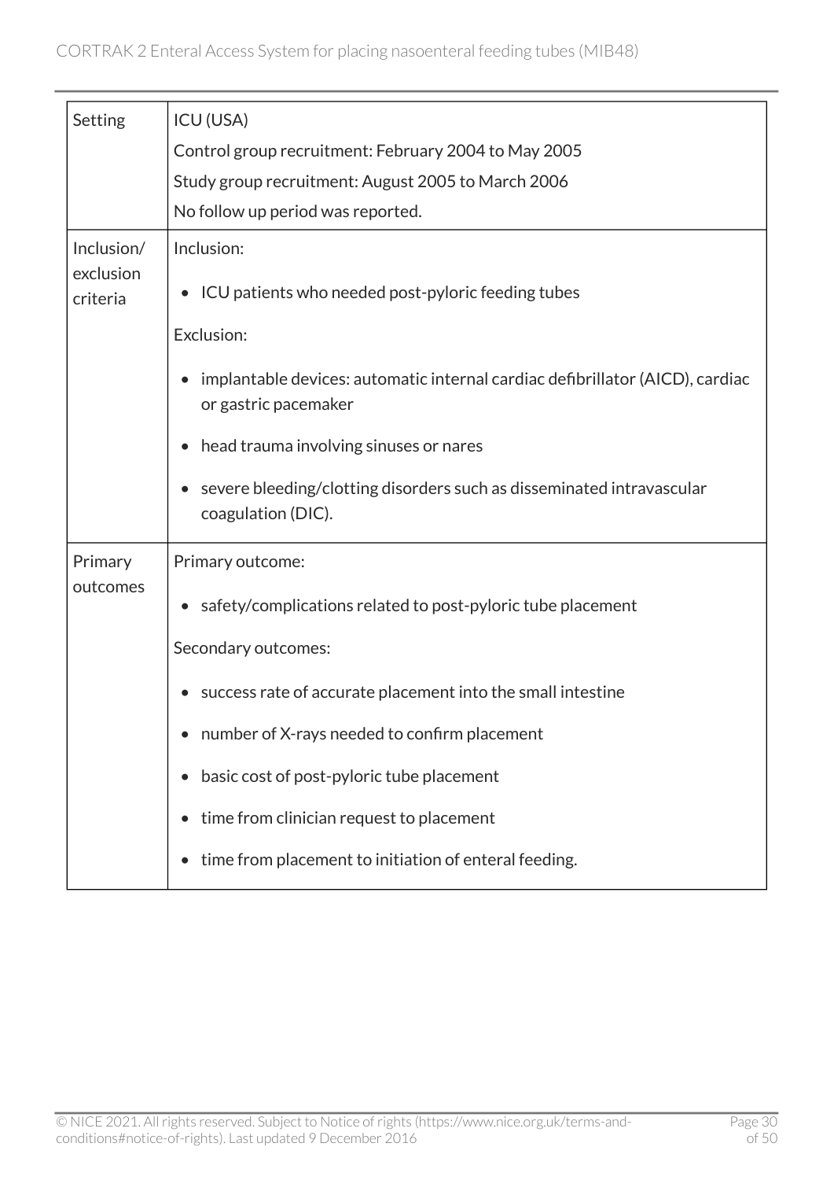| | |
|---|---|
| Setting | ICU (USA)<br>Control group recruitment: February 2004 to May 2005<br>Study group recruitment: August 2005 to March 2006<br>No follow up period was reported. |
| Inclusion/exclusion criteria | Inclusion:<br>• ICU patients who needed post-pyloric feeding tubes<br>Exclusion:<br>• implantable devices: automatic internal cardiac defibrillator (AICD), cardiac or gastric pacemaker<br>• head trauma involving sinuses or nares<br>• severe bleeding/clotting disorders such as disseminated intravascular coagulation (DIC). |
| Primary outcomes | Primary outcome:<br>• safety/complications related to post-pyloric tube placement<br>Secondary outcomes:<br>• success rate of accurate placement into the small intestine<br>• number of X-rays needed to confirm placement<br>• basic cost of post-pyloric tube placement<br>• time from clinician request to placement<br>• time from placement to initiation of enteral feeding. |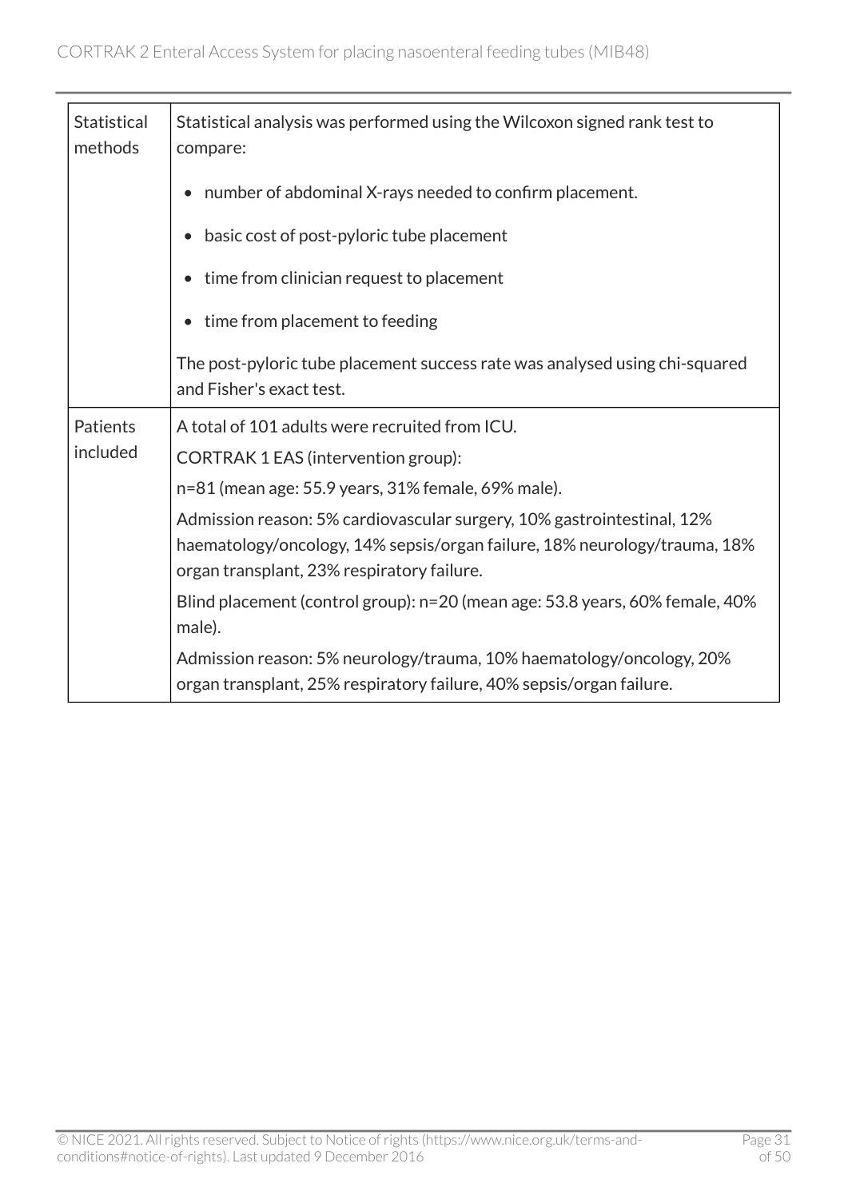| Statistical methods | Statistical analysis was performed using the Wilcoxon signed rank test to compare:<br><br>• number of abdominal X-rays needed to confirm placement.<br>• basic cost of post-pyloric tube placement<br>• time from clinician request to placement<br>• time from placement to feeding<br><br>The post-pyloric tube placement success rate was analysed using chi-squared and Fisher's exact test. |
|---|---|
| Patients included | A total of 101 adults were recruited from ICU.<br>CORTRAK 1 EAS (intervention group):<br>n=81 (mean age: 55.9 years, 31% female, 69% male).<br>Admission reason: 5% cardiovascular surgery, 10% gastrointestinal, 12% haematology/oncology, 14% sepsis/organ failure, 18% neurology/trauma, 18% organ transplant, 23% respiratory failure.<br>Blind placement (control group): n=20 (mean age: 53.8 years, 60% female, 40% male).<br>Admission reason: 5% neurology/trauma, 10% haematology/oncology, 20% organ transplant, 25% respiratory failure, 40% sepsis/organ failure. |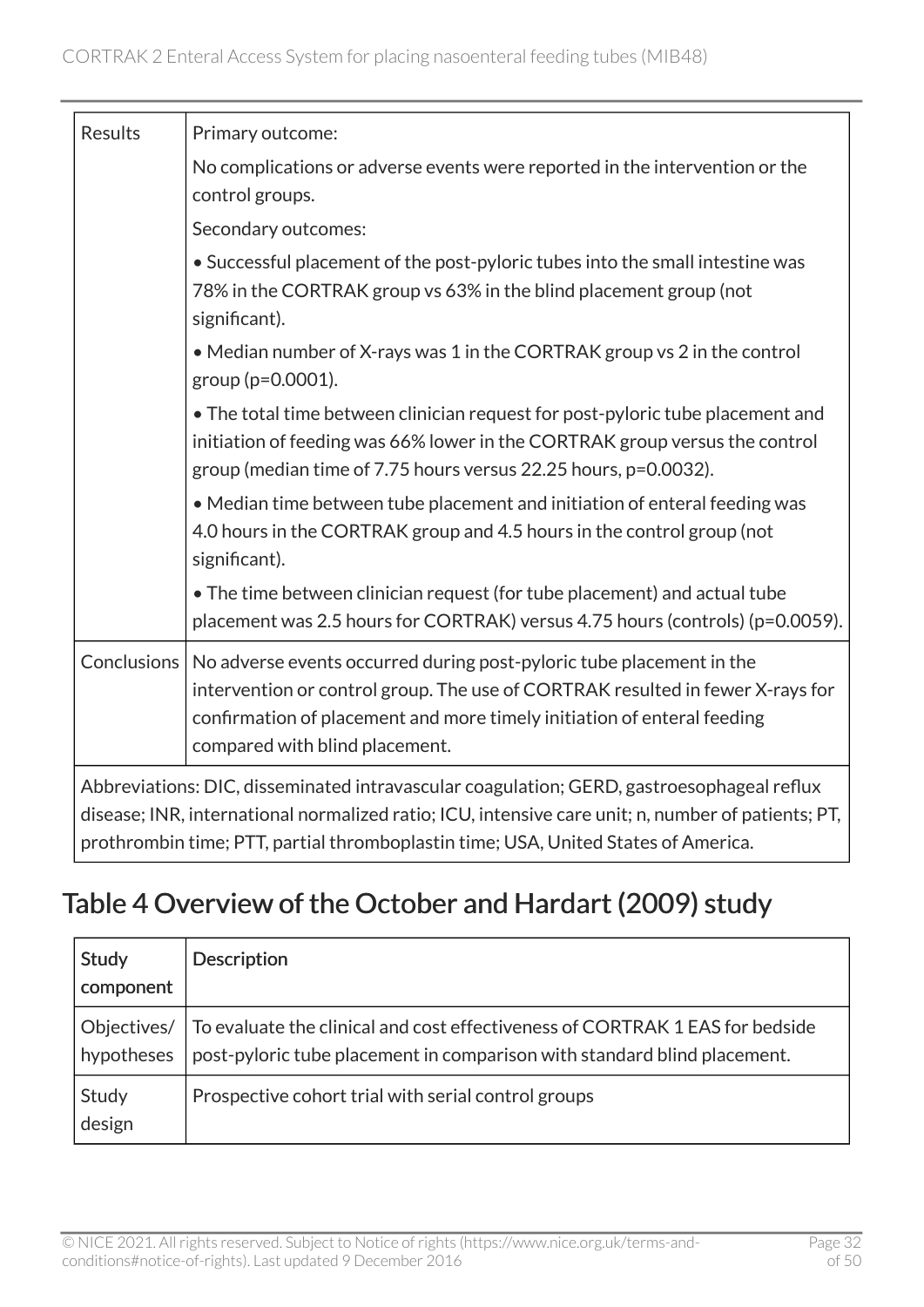| | |
|---|---|
| Results | Primary outcome:<br><br>No complications or adverse events were reported in the intervention or the control groups.<br><br>Secondary outcomes:<br><br>• Successful placement of the post-pyloric tubes into the small intestine was 78% in the CORTRAK group vs 63% in the blind placement group (not significant).<br><br>• Median number of X-rays was 1 in the CORTRAK group vs 2 in the control group (p=0.0001).<br><br>• The total time between clinician request for post-pyloric tube placement and initiation of feeding was 66% lower in the CORTRAK group versus the control group (median time of 7.75 hours versus 22.25 hours, p=0.0032).<br><br>• Median time between tube placement and initiation of enteral feeding was 4.0 hours in the CORTRAK group and 4.5 hours in the control group (not significant).<br><br>• The time between clinician request (for tube placement) and actual tube placement was 2.5 hours for CORTRAK) versus 4.75 hours (controls) (p=0.0059). |
| Conclusions | No adverse events occurred during post-pyloric tube placement in the intervention or control group. The use of CORTRAK resulted in fewer X-rays for confirmation of placement and more timely initiation of enteral feeding compared with blind placement. |
| Abbreviations: DIC, disseminated intravascular coagulation; GERD, gastroesophageal reflux disease; INR, international normalized ratio; ICU, intensive care unit; n, number of patients; PT, prothrombin time; PTT, partial thromboplastin time; USA, United States of America. | |

## Table 4 Overview of the October and Hardart (2009) study

| Study component | Description |
|---|---|
| Objectives/ hypotheses | To evaluate the clinical and cost effectiveness of CORTRAK 1 EAS for bedside post-pyloric tube placement in comparison with standard blind placement. |
| Study design | Prospective cohort trial with serial control groups |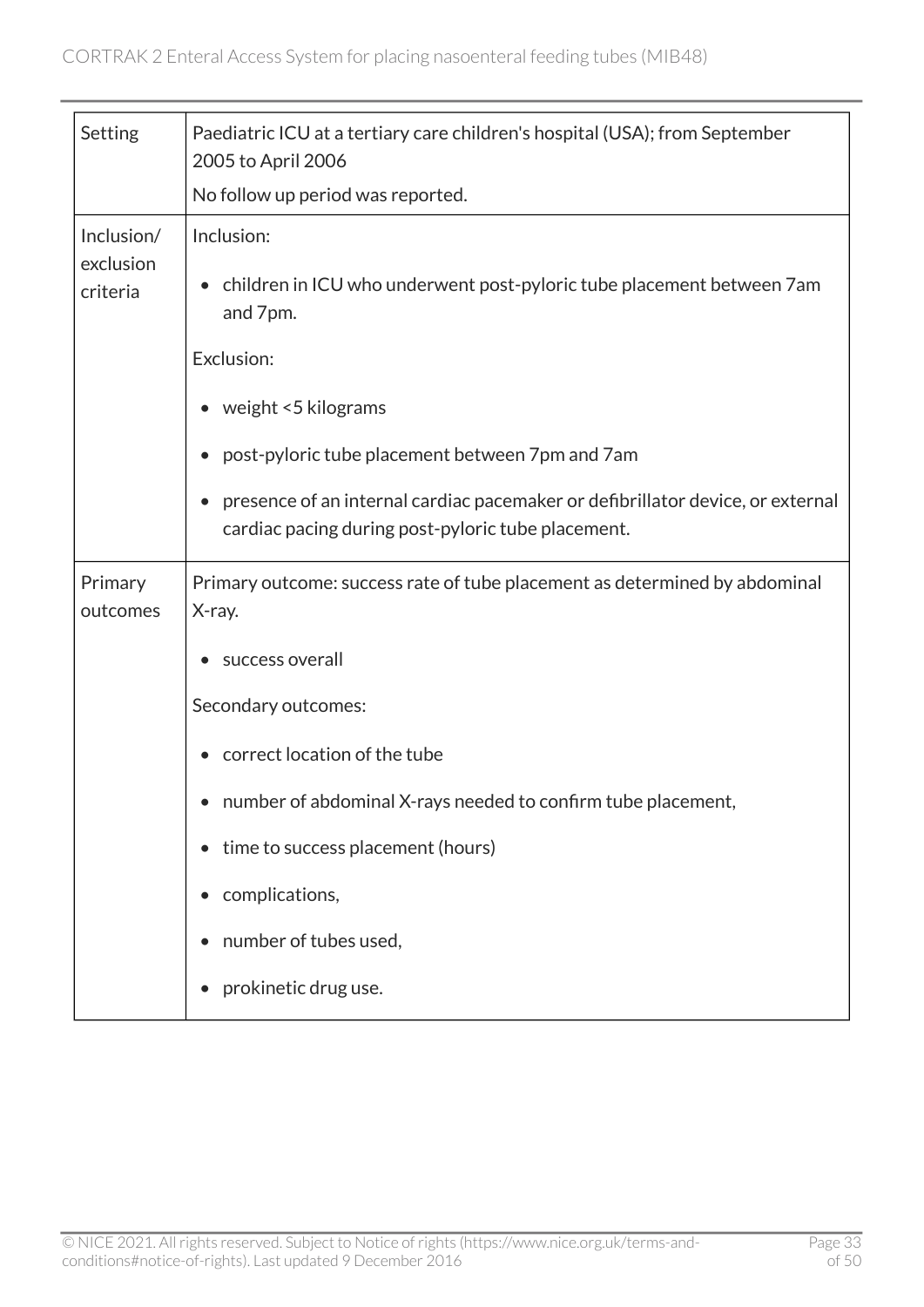| Setting | Paediatric ICU at a tertiary care children's hospital (USA); from September 2005 to April 2006<br>No follow up period was reported. |
|---|---|
| Inclusion/ exclusion criteria | Inclusion:<br>• children in ICU who underwent post-pyloric tube placement between 7am and 7pm.<br>Exclusion:<br>• weight <5 kilograms<br>• post-pyloric tube placement between 7pm and 7am<br>• presence of an internal cardiac pacemaker or defibrillator device, or external cardiac pacing during post-pyloric tube placement. |
| Primary outcomes | Primary outcome: success rate of tube placement as determined by abdominal X-ray.<br>• success overall<br>Secondary outcomes:<br>• correct location of the tube<br>• number of abdominal X-rays needed to confirm tube placement,<br>• time to success placement (hours)<br>• complications,<br>• number of tubes used,<br>• prokinetic drug use. |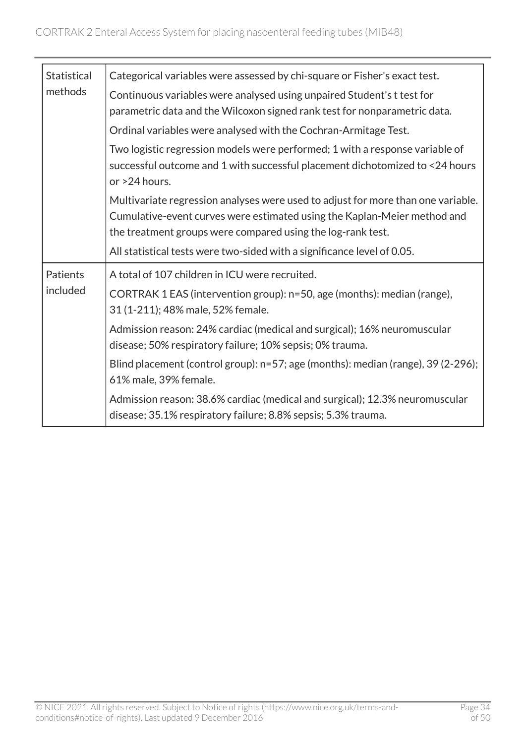| | |
|---|---|
| Statistical methods | Categorical variables were assessed by chi-square or Fisher's exact test.<br><br>Continuous variables were analysed using unpaired Student's t test for parametric data and the Wilcoxon signed rank test for nonparametric data.<br><br>Ordinal variables were analysed with the Cochran-Armitage Test.<br><br>Two logistic regression models were performed; 1 with a response variable of successful outcome and 1 with successful placement dichotomized to <24 hours or >24 hours.<br><br>Multivariate regression analyses were used to adjust for more than one variable. Cumulative-event curves were estimated using the Kaplan-Meier method and the treatment groups were compared using the log-rank test.<br><br>All statistical tests were two-sided with a significance level of 0.05. |
| Patients included | A total of 107 children in ICU were recruited.<br><br>CORTRAK 1 EAS (intervention group): n=50, age (months): median (range), 31 (1-211); 48% male, 52% female.<br><br>Admission reason: 24% cardiac (medical and surgical); 16% neuromuscular disease; 50% respiratory failure; 10% sepsis; 0% trauma.<br><br>Blind placement (control group): n=57; age (months): median (range), 39 (2-296); 61% male, 39% female.<br><br>Admission reason: 38.6% cardiac (medical and surgical); 12.3% neuromuscular disease; 35.1% respiratory failure; 8.8% sepsis; 5.3% trauma. |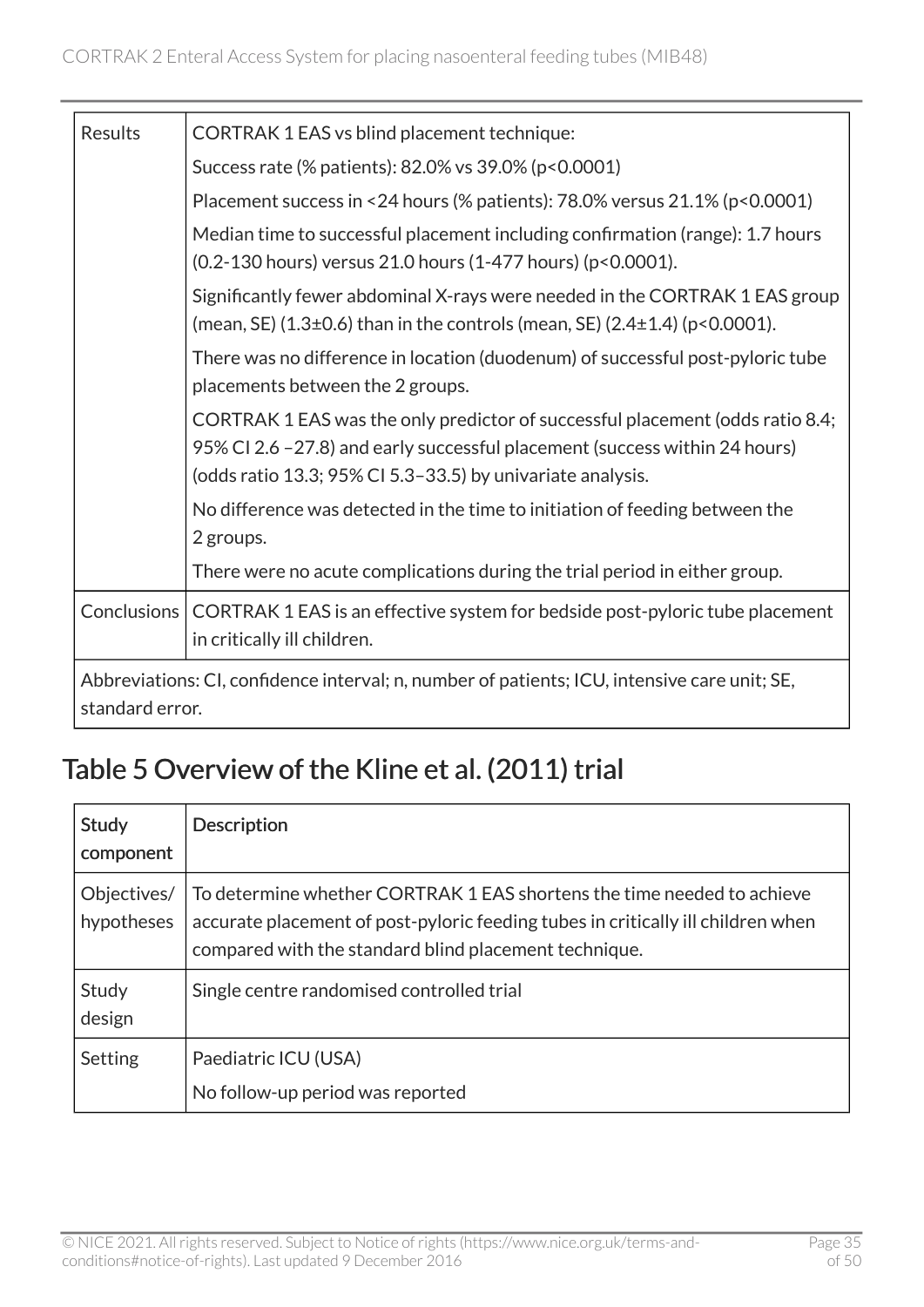| | |
|---|---|
| Results | CORTRAK 1 EAS vs blind placement technique:<br>Success rate (% patients): 82.0% vs 39.0% ($p<0.0001$)<br>Placement success in <24 hours (% patients): 78.0% versus 21.1% ($p<0.0001$)<br>Median time to successful placement including confirmation (range): 1.7 hours (0.2-130 hours) versus 21.0 hours (1-477 hours) ($p<0.0001$).<br>Significantly fewer abdominal X-rays were needed in the CORTRAK 1 EAS group (mean, SE) (1.3±0.6) than in the controls (mean, SE) (2.4±1.4) ($p<0.0001$).<br>There was no difference in location (duodenum) of successful post-pyloric tube placements between the 2 groups.<br>CORTRAK 1 EAS was the only predictor of successful placement (odds ratio 8.4; 95% CI 2.6 –27.8) and early successful placement (success within 24 hours) (odds ratio 13.3; 95% CI 5.3–33.5) by univariate analysis.<br>No difference was detected in the time to initiation of feeding between the 2 groups.<br>There were no acute complications during the trial period in either group. |
| Conclusions | CORTRAK 1 EAS is an effective system for bedside post-pyloric tube placement in critically ill children. |
| Abbreviations: CI, confidence interval; n, number of patients; ICU, intensive care unit; SE, standard error. | |

## Table 5 Overview of the Kline et al. (2011) trial

| Study component | Description |
|---|---|
| Objectives/ hypotheses | To determine whether CORTRAK 1 EAS shortens the time needed to achieve accurate placement of post-pyloric feeding tubes in critically ill children when compared with the standard blind placement technique. |
| Study design | Single centre randomised controlled trial |
| Setting | Paediatric ICU (USA)<br>No follow-up period was reported |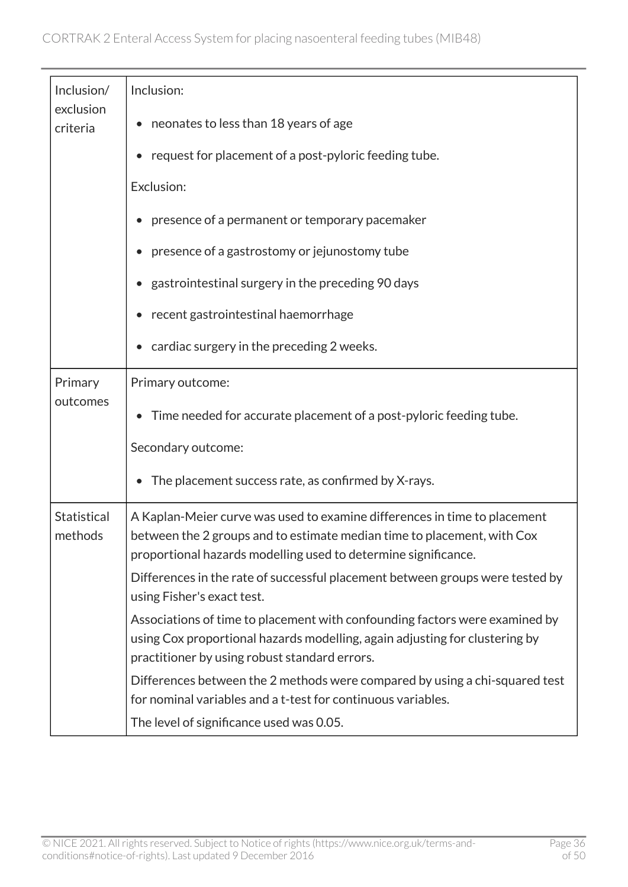| Inclusion/exclusion criteria | Inclusion:<br><br>• neonates to less than 18 years of age<br>• request for placement of a post-pyloric feeding tube.<br><br>Exclusion:<br><br>• presence of a permanent or temporary pacemaker<br>• presence of a gastrostomy or jejunostomy tube<br>• gastrointestinal surgery in the preceding 90 days<br>• recent gastrointestinal haemorrhage<br>• cardiac surgery in the preceding 2 weeks. |
|---|---|
| Primary outcomes | Primary outcome:<br><br>• Time needed for accurate placement of a post-pyloric feeding tube.<br><br>Secondary outcome:<br><br>• The placement success rate, as confirmed by X-rays. |
| Statistical methods | A Kaplan-Meier curve was used to examine differences in time to placement between the 2 groups and to estimate median time to placement, with Cox proportional hazards modelling used to determine significance.<br><br>Differences in the rate of successful placement between groups were tested by using Fisher's exact test.<br><br>Associations of time to placement with confounding factors were examined by using Cox proportional hazards modelling, again adjusting for clustering by practitioner by using robust standard errors.<br><br>Differences between the 2 methods were compared by using a chi-squared test for nominal variables and a t-test for continuous variables.<br><br>The level of significance used was 0.05. |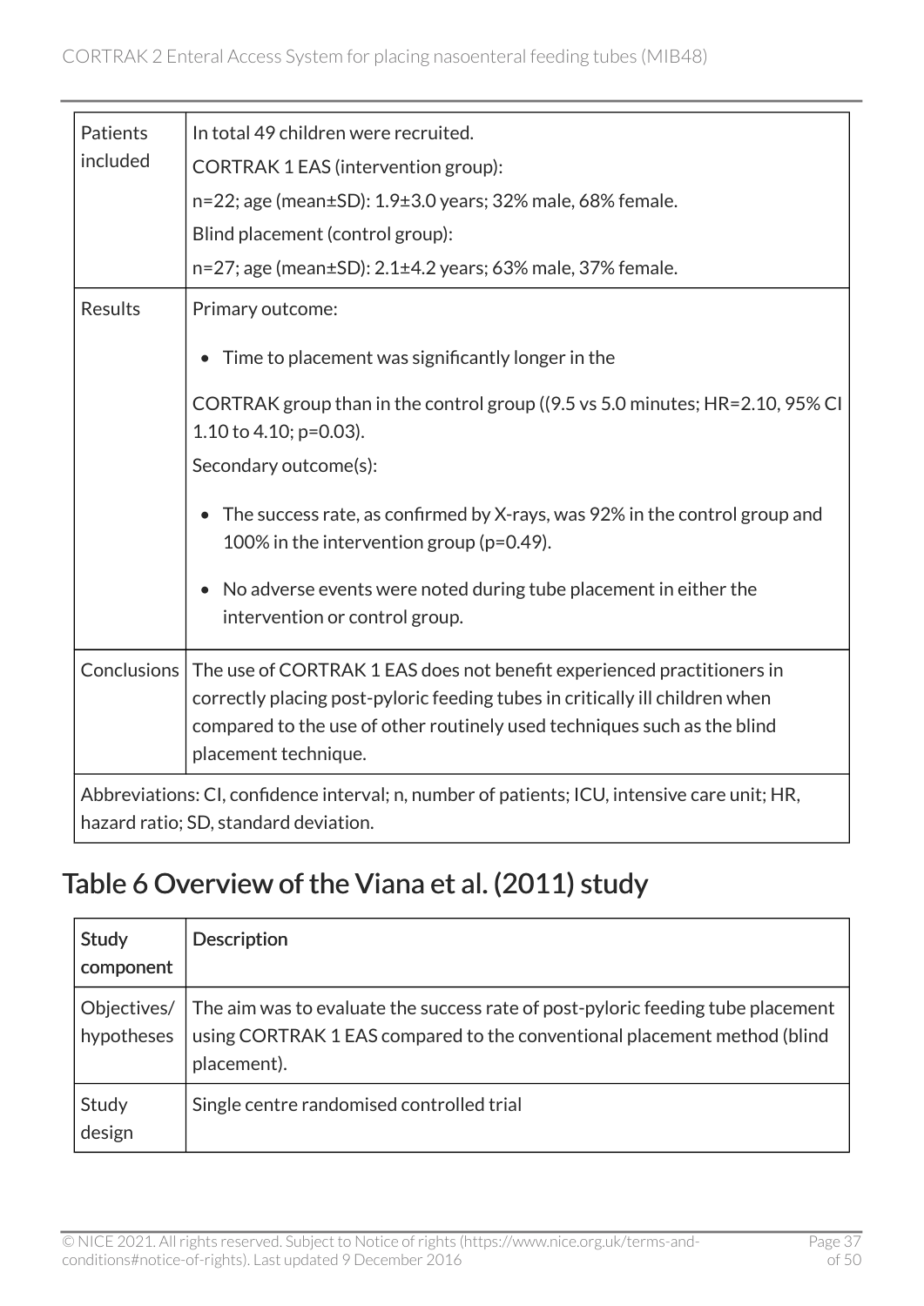| | |
|---|---|
| Patients included | In total 49 children were recruited.<br>CORTRAK 1 EAS (intervention group):<br>n=22; age (mean±SD): 1.9±3.0 years; 32% male, 68% female.<br>Blind placement (control group):<br>n=27; age (mean±SD): 2.1±4.2 years; 63% male, 37% female. |
| Results | Primary outcome:<br>• Time to placement was significantly longer in the<br>CORTRAK group than in the control group ((9.5 vs 5.0 minutes; HR=2.10, 95% CI 1.10 to 4.10; p=0.03).<br>Secondary outcome(s):<br>• The success rate, as confirmed by X-rays, was 92% in the control group and 100% in the intervention group (p=0.49).<br>• No adverse events were noted during tube placement in either the intervention or control group. |
| Conclusions | The use of CORTRAK 1 EAS does not benefit experienced practitioners in correctly placing post-pyloric feeding tubes in critically ill children when compared to the use of other routinely used techniques such as the blind placement technique. |
| Abbreviations: CI, confidence interval; n, number of patients; ICU, intensive care unit; HR, hazard ratio; SD, standard deviation. | |

## Table 6 Overview of the Viana et al. (2011) study

| Study component | Description |
|---|---|
| Objectives/ hypotheses | The aim was to evaluate the success rate of post-pyloric feeding tube placement using CORTRAK 1 EAS compared to the conventional placement method (blind placement). |
| Study design | Single centre randomised controlled trial |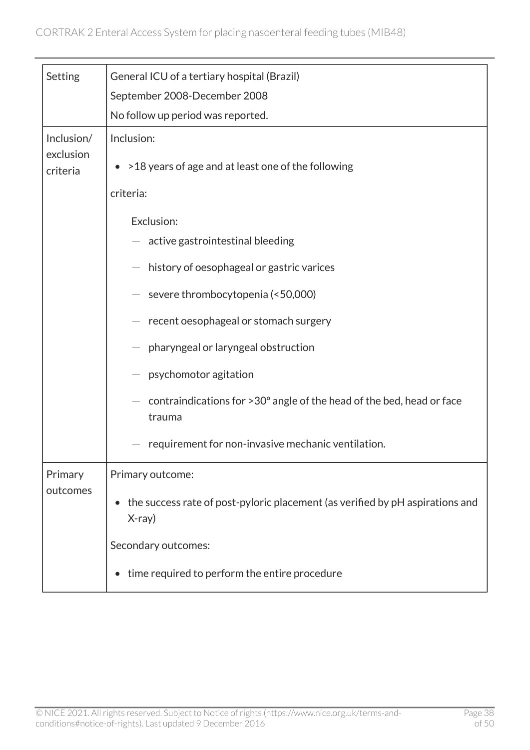| Setting | General ICU of a tertiary hospital (Brazil)<br>September 2008-December 2008<br>No follow up period was reported. |
| --- | --- |
| Inclusion/exclusion criteria | Inclusion:<br>• >18 years of age and at least one of the following<br>criteria:<br>Exclusion:<br>— active gastrointestinal bleeding<br>— history of oesophageal or gastric varices<br>— severe thrombocytopenia (<50,000)<br>— recent oesophageal or stomach surgery<br>— pharyngeal or laryngeal obstruction<br>— psychomotor agitation<br>— contraindications for >30° angle of the head of the bed, head or face trauma<br>— requirement for non-invasive mechanic ventilation. |
| Primary outcomes | Primary outcome:<br>• the success rate of post-pyloric placement (as verified by pH aspirations and X-ray)<br>Secondary outcomes:<br>• time required to perform the entire procedure |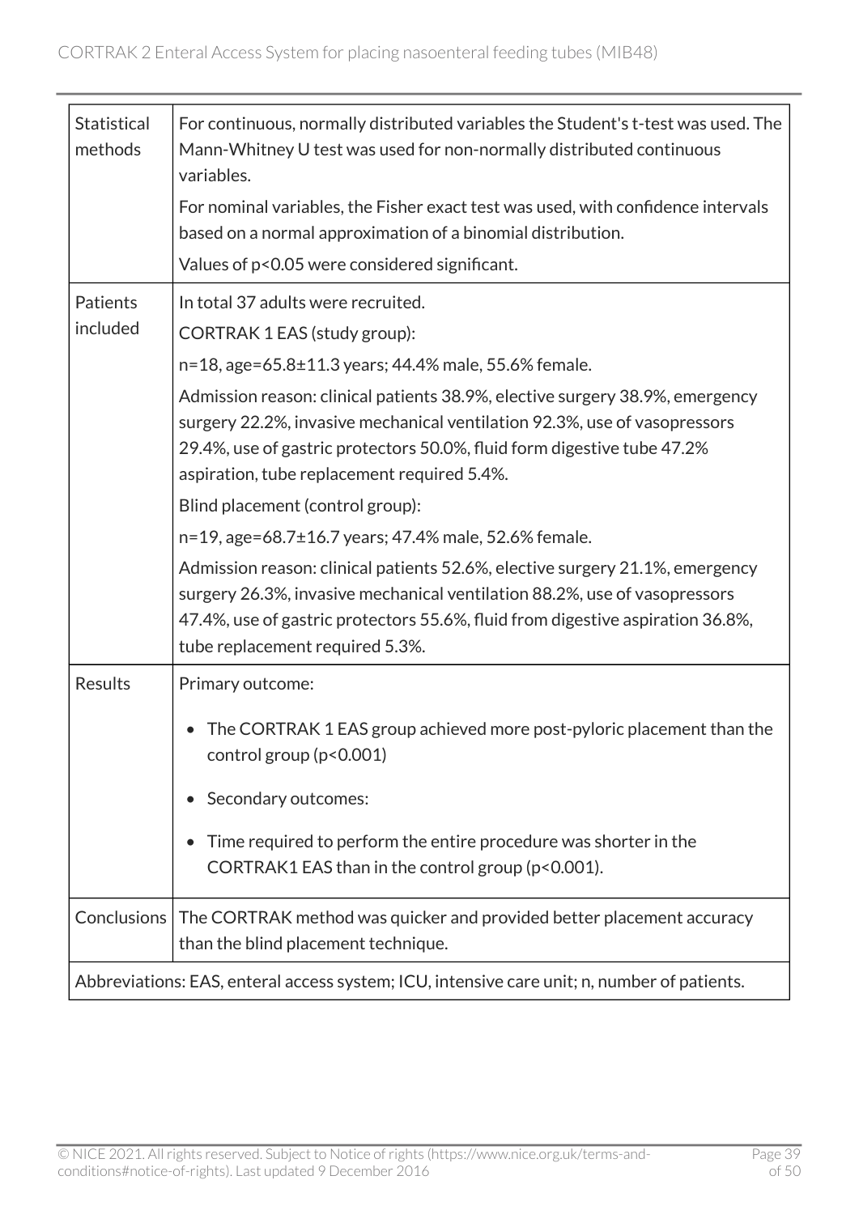| Statistical methods | For continuous, normally distributed variables the Student's t-test was used. The Mann-Whitney U test was used for non-normally distributed continuous variables.<br>For nominal variables, the Fisher exact test was used, with confidence intervals based on a normal approximation of a binomial distribution.<br>Values of $p<0.05$ were considered significant. |
|---|---|
| Patients included | In total 37 adults were recruited.<br>CORTRAK 1 EAS (study group):<br>n=18, age=65.8±11.3 years; 44.4% male, 55.6% female.<br>Admission reason: clinical patients 38.9%, elective surgery 38.9%, emergency surgery 22.2%, invasive mechanical ventilation 92.3%, use of vasopressors 29.4%, use of gastric protectors 50.0%, fluid form digestive tube 47.2% aspiration, tube replacement required 5.4%.<br>Blind placement (control group):<br>n=19, age=68.7±16.7 years; 47.4% male, 52.6% female.<br>Admission reason: clinical patients 52.6%, elective surgery 21.1%, emergency surgery 26.3%, invasive mechanical ventilation 88.2%, use of vasopressors 47.4%, use of gastric protectors 55.6%, fluid from digestive aspiration 36.8%, tube replacement required 5.3%. |
| Results | Primary outcome:<br>• The CORTRAK 1 EAS group achieved more post-pyloric placement than the control group ($p<0.001$)<br>• Secondary outcomes:<br>• Time required to perform the entire procedure was shorter in the CORTRAK1 EAS than in the control group ($p<0.001$). |
| Conclusions | The CORTRAK method was quicker and provided better placement accuracy than the blind placement technique. |
| Abbreviations: EAS, enteral access system; ICU, intensive care unit; n, number of patients. | |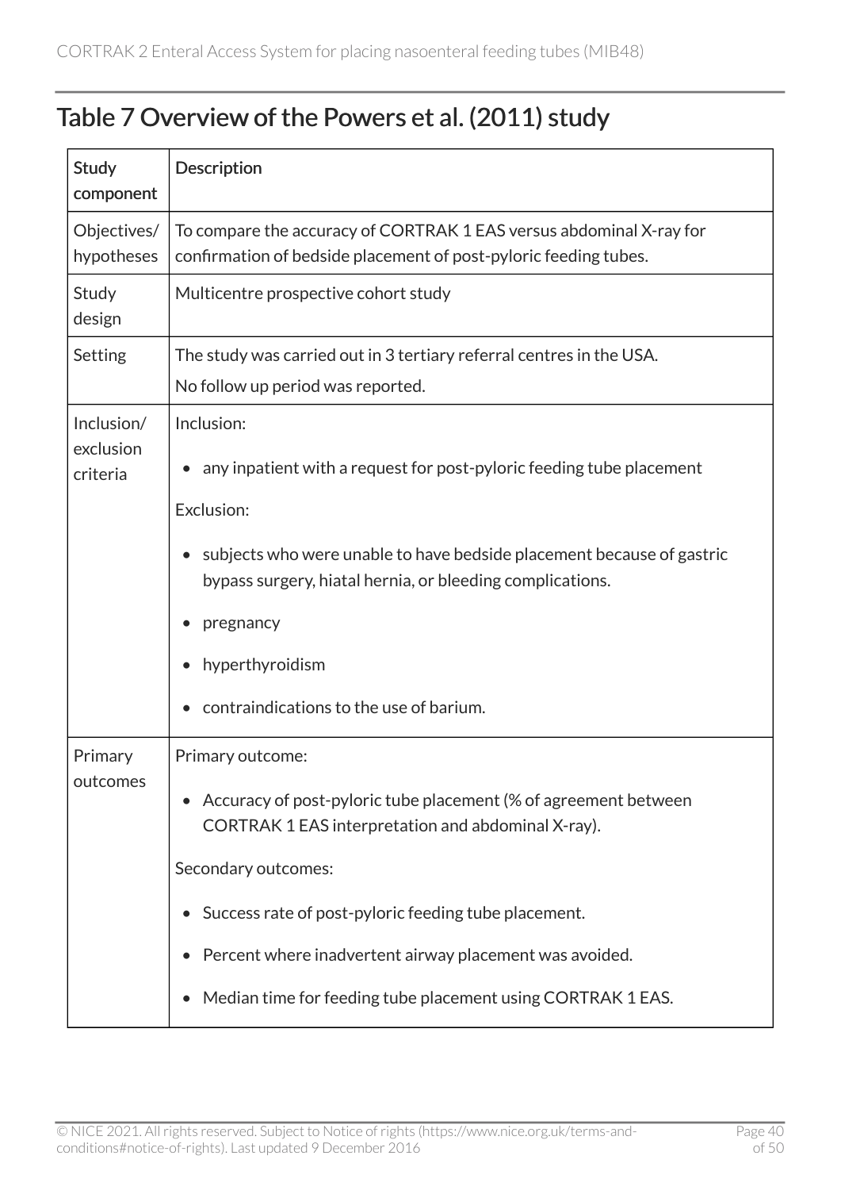## Table 7 Overview of the Powers et al. (2011) study

| Study component | Description |
|---|---|
| Objectives/ hypotheses | To compare the accuracy of CORTRAK 1 EAS versus abdominal X-ray for confirmation of bedside placement of post-pyloric feeding tubes. |
| Study design | Multicentre prospective cohort study |
| Setting | The study was carried out in 3 tertiary referral centres in the USA.<br>No follow up period was reported. |
| Inclusion/ exclusion criteria | Inclusion:<br>• any inpatient with a request for post-pyloric feeding tube placement<br>Exclusion:<br>• subjects who were unable to have bedside placement because of gastric bypass surgery, hiatal hernia, or bleeding complications.<br>• pregnancy<br>• hyperthyroidism<br>• contraindications to the use of barium. |
| Primary outcomes | Primary outcome:<br>• Accuracy of post-pyloric tube placement (% of agreement between CORTRAK 1 EAS interpretation and abdominal X-ray).<br>Secondary outcomes:<br>• Success rate of post-pyloric feeding tube placement.<br>• Percent where inadvertent airway placement was avoided.<br>• Median time for feeding tube placement using CORTRAK 1 EAS. |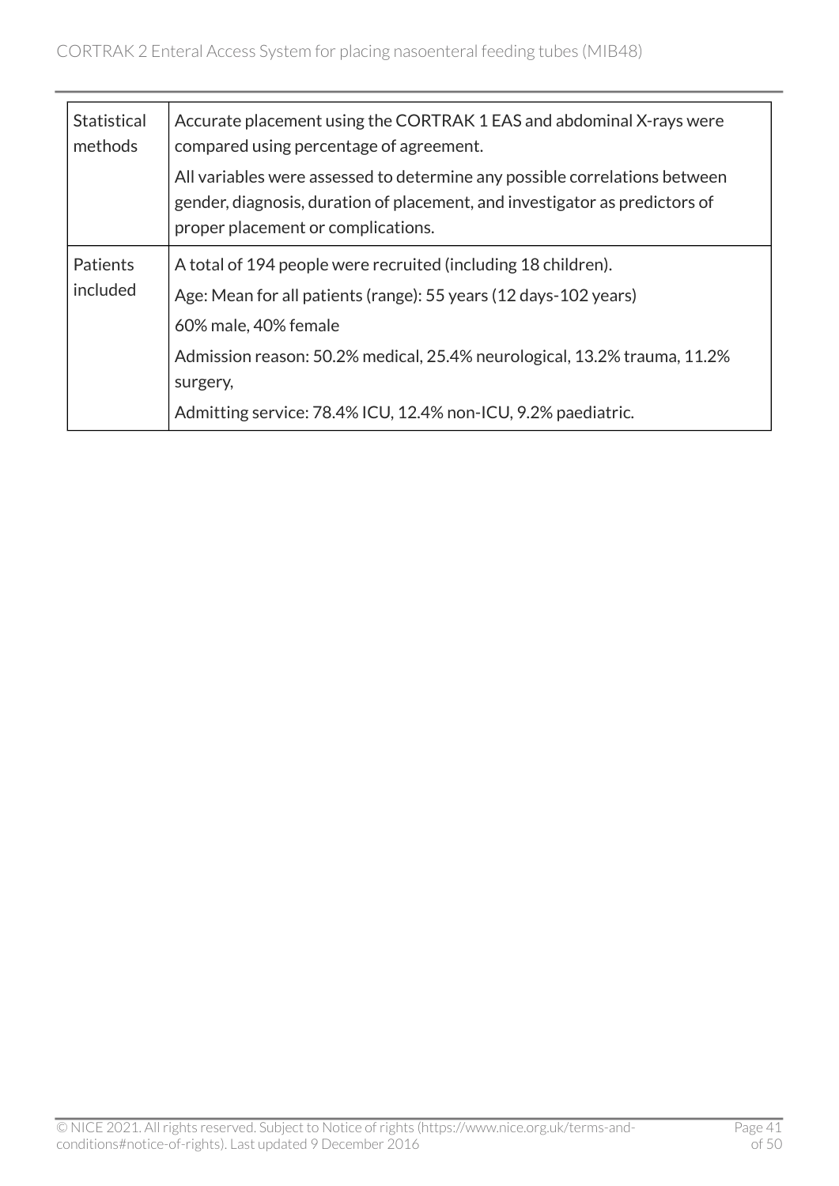| Statistical methods | Accurate placement using the CORTRAK 1 EAS and abdominal X-rays were compared using percentage of agreement.<br>All variables were assessed to determine any possible correlations between gender, diagnosis, duration of placement, and investigator as predictors of proper placement or complications. |
|---|---|
| Patients included | A total of 194 people were recruited (including 18 children).<br>Age: Mean for all patients (range): 55 years (12 days-102 years)<br>60% male, 40% female<br>Admission reason: 50.2% medical, 25.4% neurological, 13.2% trauma, 11.2% surgery,<br>Admitting service: 78.4% ICU, 12.4% non-ICU, 9.2% paediatric. |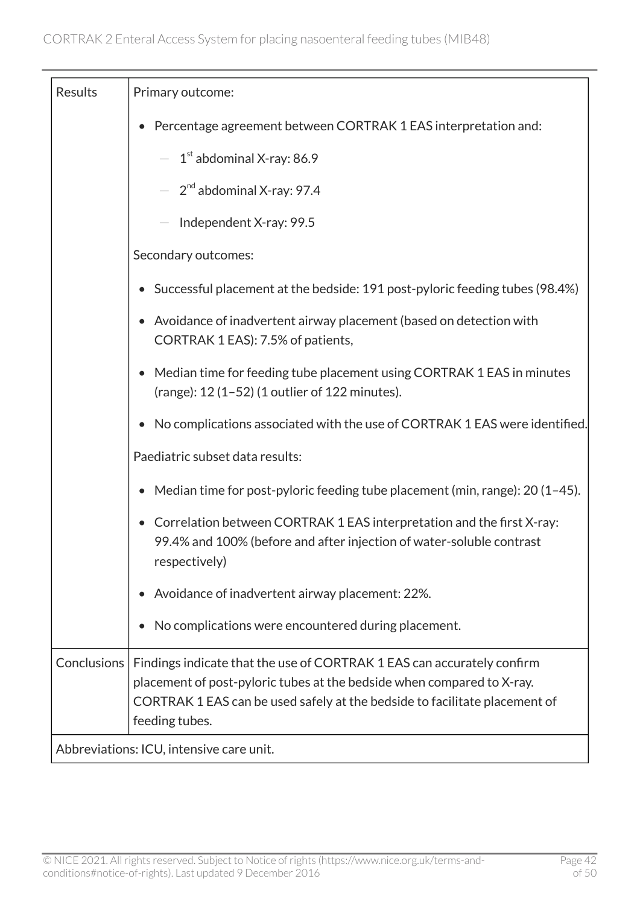| | |
|---|---|
| Results | Primary outcome:<br><br>• Percentage agreement between CORTRAK 1 EAS interpretation and:<br>&nbsp;&nbsp;— 1st abdominal X-ray: 86.9<br>&nbsp;&nbsp;— 2nd abdominal X-ray: 97.4<br>&nbsp;&nbsp;— Independent X-ray: 99.5<br><br>Secondary outcomes:<br><br>• Successful placement at the bedside: 191 post-pyloric feeding tubes (98.4%)<br>• Avoidance of inadvertent airway placement (based on detection with CORTRAK 1 EAS): 7.5% of patients,<br>• Median time for feeding tube placement using CORTRAK 1 EAS in minutes (range): 12 (1–52) (1 outlier of 122 minutes).<br>• No complications associated with the use of CORTRAK 1 EAS were identified.<br><br>Paediatric subset data results:<br><br>• Median time for post-pyloric feeding tube placement (min, range): 20 (1–45).<br>• Correlation between CORTRAK 1 EAS interpretation and the first X-ray: 99.4% and 100% (before and after injection of water-soluble contrast respectively)<br>• Avoidance of inadvertent airway placement: 22%.<br>• No complications were encountered during placement. |
| Conclusions | Findings indicate that the use of CORTRAK 1 EAS can accurately confirm placement of post-pyloric tubes at the bedside when compared to X-ray. CORTRAK 1 EAS can be used safely at the bedside to facilitate placement of feeding tubes. |
| Abbreviations: ICU, intensive care unit. | |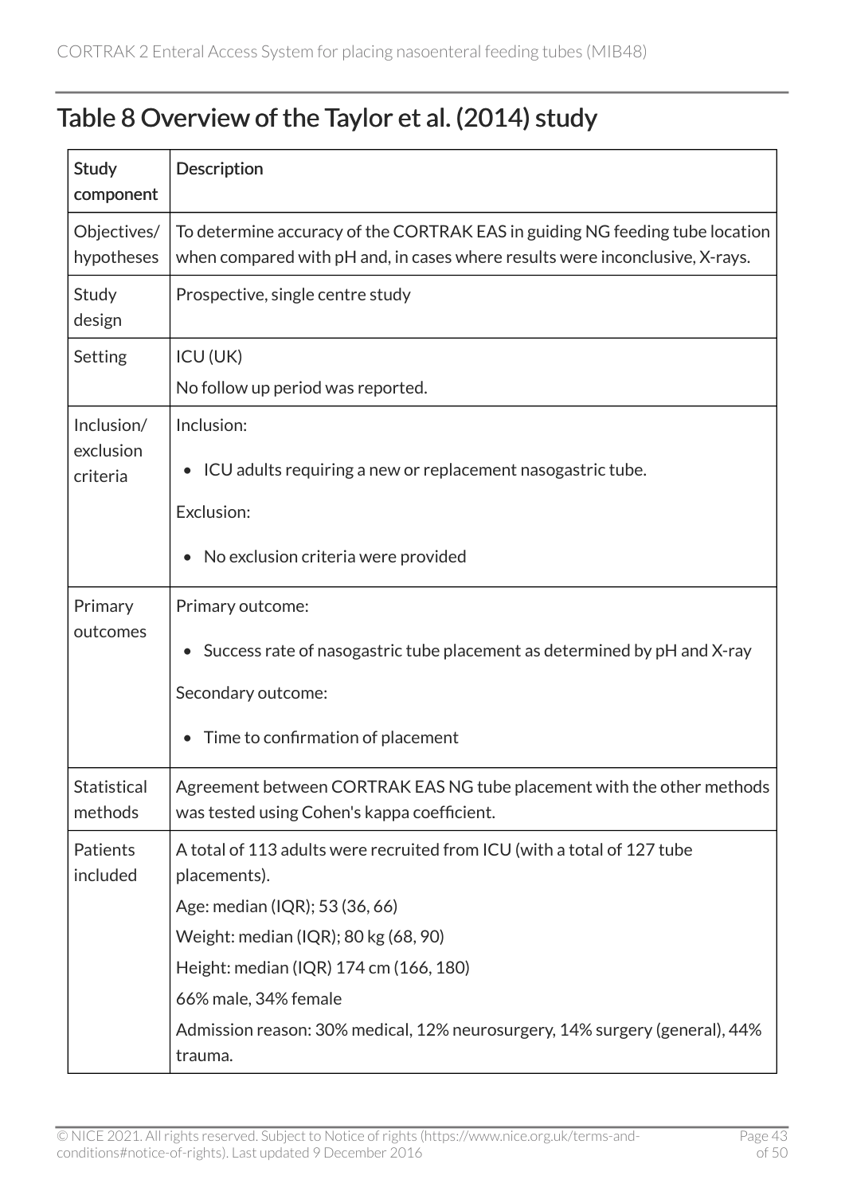## Table 8 Overview of the Taylor et al. (2014) study

| Study component | Description |
| --- | --- |
| Objectives/ hypotheses | To determine accuracy of the CORTRAK EAS in guiding NG feeding tube location when compared with pH and, in cases where results were inconclusive, X-rays. |
| Study design | Prospective, single centre study |
| Setting | ICU (UK)<br>No follow up period was reported. |
| Inclusion/ exclusion criteria | Inclusion:<br>• ICU adults requiring a new or replacement nasogastric tube.<br>Exclusion:<br>• No exclusion criteria were provided |
| Primary outcomes | Primary outcome:<br>• Success rate of nasogastric tube placement as determined by pH and X-ray<br>Secondary outcome:<br>• Time to confirmation of placement |
| Statistical methods | Agreement between CORTRAK EAS NG tube placement with the other methods was tested using Cohen's kappa coefficient. |
| Patients included | A total of 113 adults were recruited from ICU (with a total of 127 tube placements).<br>Age: median (IQR); 53 (36, 66)<br>Weight: median (IQR); 80 kg (68, 90)<br>Height: median (IQR) 174 cm (166, 180)<br>66% male, 34% female<br>Admission reason: 30% medical, 12% neurosurgery, 14% surgery (general), 44% trauma. |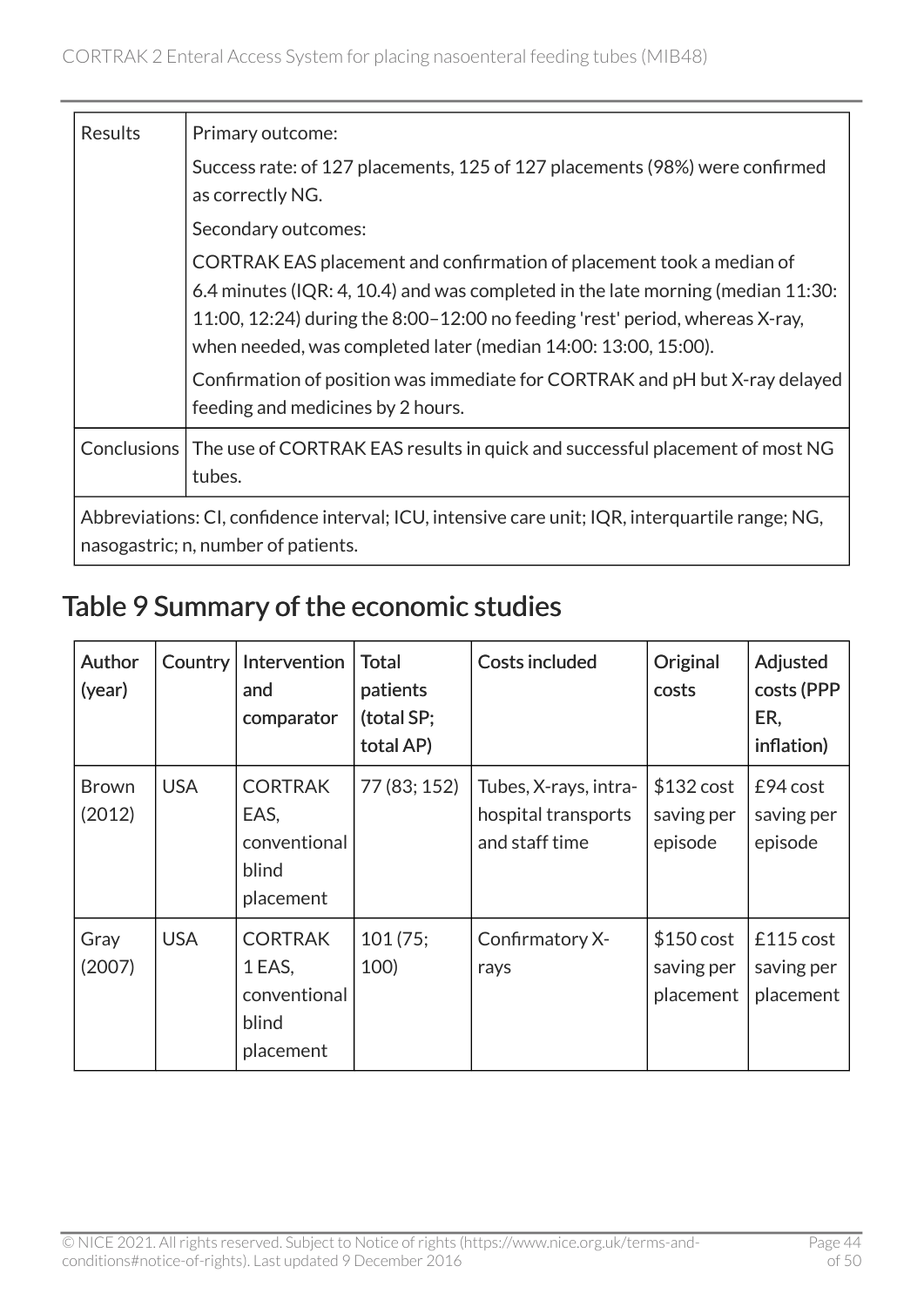| Results | Primary outcome:<br>Success rate: of 127 placements, 125 of 127 placements (98%) were confirmed as correctly NG.<br>Secondary outcomes:<br>CORTRAK EAS placement and confirmation of placement took a median of 6.4 minutes (IQR: 4, 10.4) and was completed in the late morning (median 11:30: 11:00, 12:24) during the 8:00–12:00 no feeding 'rest' period, whereas X-ray, when needed, was completed later (median 14:00: 13:00, 15:00).<br>Confirmation of position was immediate for CORTRAK and pH but X-ray delayed feeding and medicines by 2 hours. |
|---|---|
| Conclusions | The use of CORTRAK EAS results in quick and successful placement of most NG tubes. |

Abbreviations: CI, confidence interval; ICU, intensive care unit; IQR, interquartile range; NG, nasogastric; n, number of patients.

## Table 9 Summary of the economic studies

| Author (year) | Country | Intervention and comparator | Total patients (total SP; total AP) | Costs included | Original costs | Adjusted costs (PPP ER, inflation) |
|---|---|---|---|---|---|---|
| Brown (2012) | USA | CORTRAK EAS, conventional blind placement | 77 (83; 152) | Tubes, X-rays, intra-hospital transports and staff time | $132 cost saving per episode | £94 cost saving per episode |
| Gray (2007) | USA | CORTRAK 1 EAS, conventional blind placement | 101 (75; 100) | Confirmatory X-rays | $150 cost saving per placement | £115 cost saving per placement |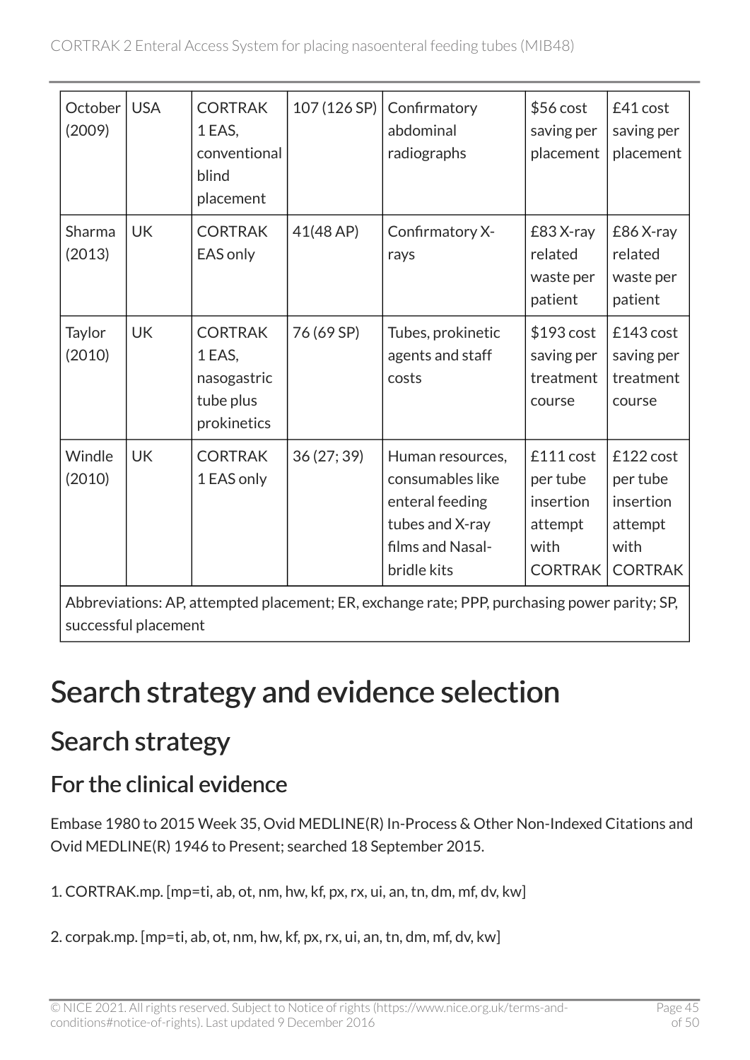| October (2009) | USA | CORTRAK 1 EAS, conventional blind placement | 107 (126 SP) | Confirmatory abdominal radiographs | $56 cost saving per placement | £41 cost saving per placement |
|---|---|---|---|---|---|---|
| Sharma (2013) | UK | CORTRAK EAS only | 41(48 AP) | Confirmatory X-rays | £83 X-ray related waste per patient | £86 X-ray related waste per patient |
| Taylor (2010) | UK | CORTRAK 1 EAS, nasogastric tube plus prokinetics | 76 (69 SP) | Tubes, prokinetic agents and staff costs | $193 cost saving per treatment course | £143 cost saving per treatment course |
| Windle (2010) | UK | CORTRAK 1 EAS only | 36 (27; 39) | Human resources, consumables like enteral feeding tubes and X-ray films and Nasal-bridle kits | £111 cost per tube insertion attempt with CORTRAK | £122 cost per tube insertion attempt with CORTRAK |
| Abbreviations: AP, attempted placement; ER, exchange rate; PPP, purchasing power parity; SP, successful placement | | | | | | |

# Search strategy and evidence selection

## Search strategy

### For the clinical evidence

Embase 1980 to 2015 Week 35, Ovid MEDLINE(R) In-Process & Other Non-Indexed Citations and Ovid MEDLINE(R) 1946 to Present; searched 18 September 2015.

1. CORTRAK.mp. [mp=ti, ab, ot, nm, hw, kf, px, rx, ui, an, tn, dm, mf, dv, kw]

2. corpak.mp. [mp=ti, ab, ot, nm, hw, kf, px, rx, ui, an, tn, dm, mf, dv, kw]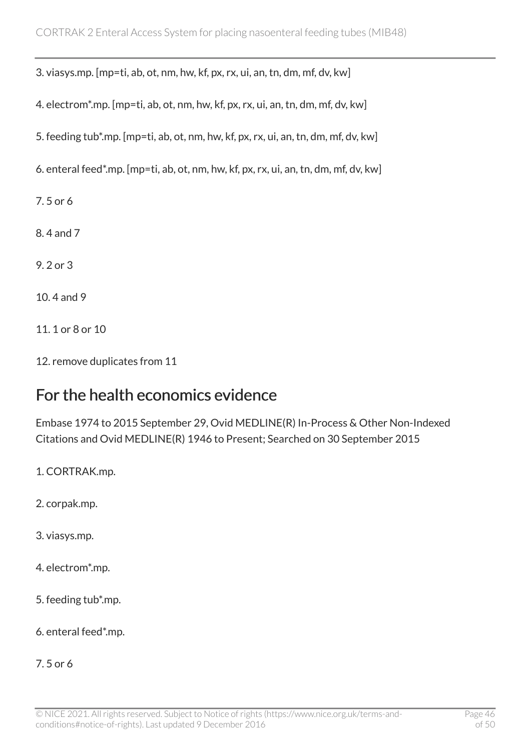3. viasys.mp. [mp=ti, ab, ot, nm, hw, kf, px, rx, ui, an, tn, dm, mf, dv, kw]

4. electrom*.mp. [mp=ti, ab, ot, nm, hw, kf, px, rx, ui, an, tn, dm, mf, dv, kw]

5. feeding tub*.mp. [mp=ti, ab, ot, nm, hw, kf, px, rx, ui, an, tn, dm, mf, dv, kw]

6. enteral feed*.mp. [mp=ti, ab, ot, nm, hw, kf, px, rx, ui, an, tn, dm, mf, dv, kw]

7. 5 or 6

8. 4 and 7

9. 2 or 3

10. 4 and 9

11. 1 or 8 or 10

12. remove duplicates from 11

## For the health economics evidence

Embase 1974 to 2015 September 29, Ovid MEDLINE(R) In-Process & Other Non-Indexed Citations and Ovid MEDLINE(R) 1946 to Present; Searched on 30 September 2015

1. CORTRAK.mp.

2. corpak.mp.

3. viasys.mp.

4. electrom*.mp.

5. feeding tub*.mp.

6. enteral feed*.mp.

7. 5 or 6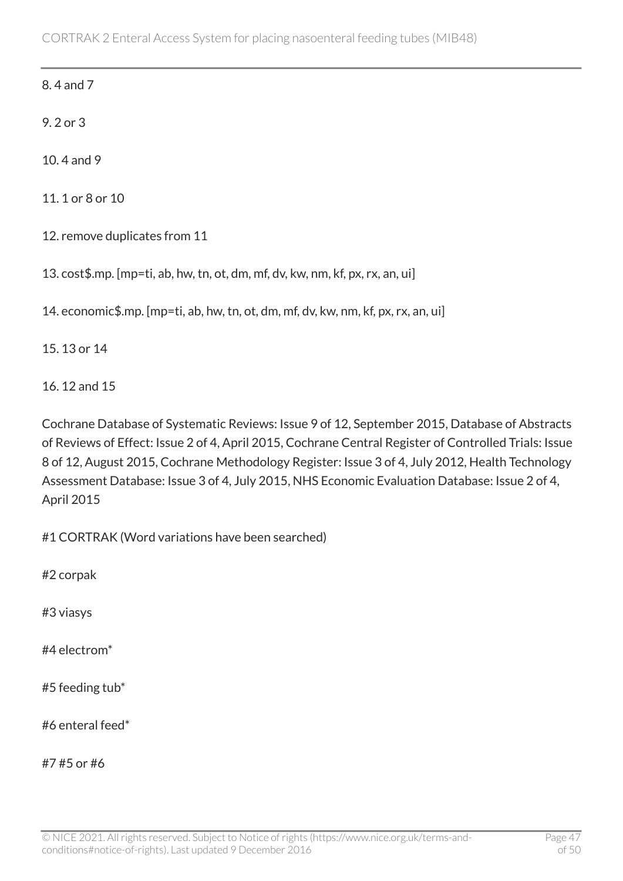8. 4 and 7

9. 2 or 3

10. 4 and 9

11. 1 or 8 or 10

12. remove duplicates from 11

13. cost$.mp. [mp=ti, ab, hw, tn, ot, dm, mf, dv, kw, nm, kf, px, rx, an, ui]

14. economic$.mp. [mp=ti, ab, hw, tn, ot, dm, mf, dv, kw, nm, kf, px, rx, an, ui]

15. 13 or 14

16. 12 and 15

Cochrane Database of Systematic Reviews: Issue 9 of 12, September 2015, Database of Abstracts of Reviews of Effect: Issue 2 of 4, April 2015, Cochrane Central Register of Controlled Trials: Issue 8 of 12, August 2015, Cochrane Methodology Register: Issue 3 of 4, July 2012, Health Technology Assessment Database: Issue 3 of 4, July 2015, NHS Economic Evaluation Database: Issue 2 of 4, April 2015

#1 CORTRAK (Word variations have been searched)

#2 corpak

#3 viasys

#4 electrom*

#5 feeding tub*

#6 enteral feed*

#7 #5 or #6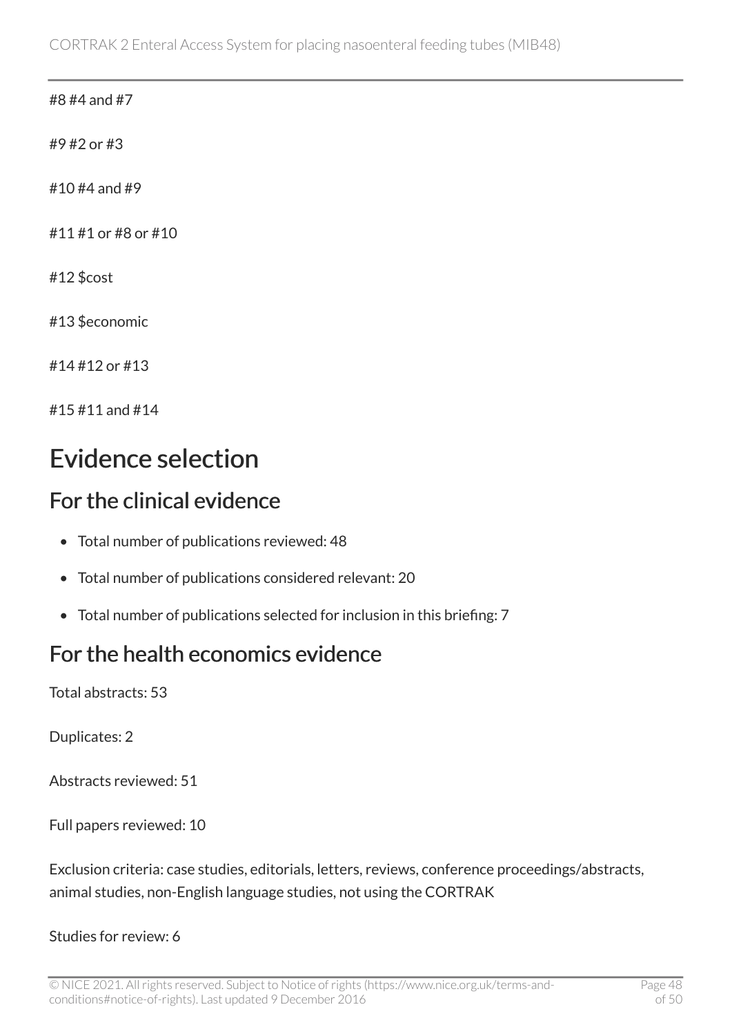#8 #4 and #7

#9 #2 or #3

#10 #4 and #9

#11 #1 or #8 or #10

#12 $cost

#13 $economic

#14 #12 or #13

#15 #11 and #14

# Evidence selection

## For the clinical evidence

- Total number of publications reviewed: 48
- Total number of publications considered relevant: 20
- Total number of publications selected for inclusion in this briefing: 7

## For the health economics evidence

Total abstracts: 53

Duplicates: 2

Abstracts reviewed: 51

Full papers reviewed: 10

Exclusion criteria: case studies, editorials, letters, reviews, conference proceedings/abstracts, animal studies, non-English language studies, not using the CORTRAK

Studies for review: 6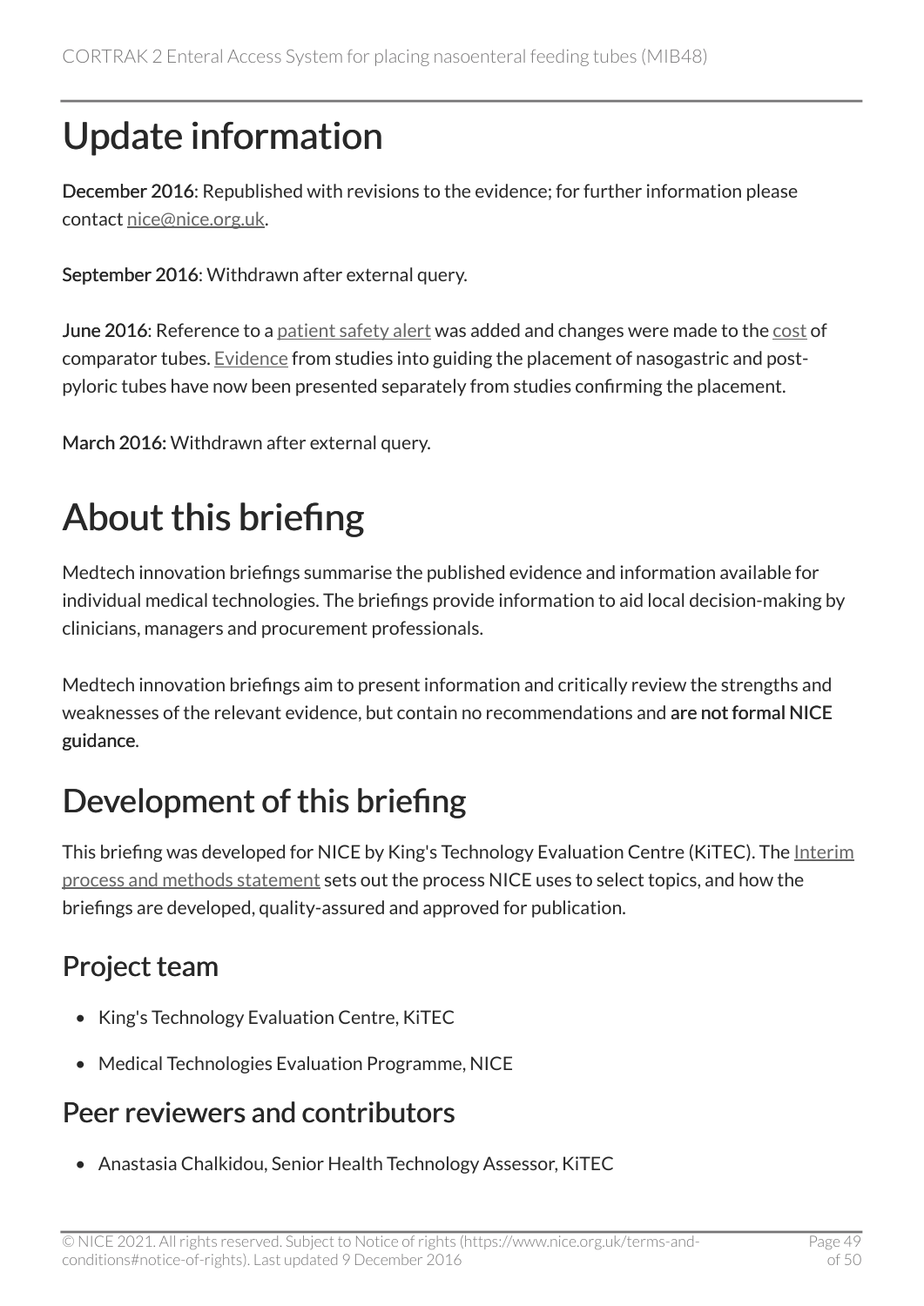# Update information

**December 2016**: Republished with revisions to the evidence; for further information please contact nice@nice.org.uk.

**September 2016**: Withdrawn after external query.

**June 2016**: Reference to a patient safety alert was added and changes were made to the cost of comparator tubes. Evidence from studies into guiding the placement of nasogastric and post-pyloric tubes have now been presented separately from studies confirming the placement.

**March 2016:** Withdrawn after external query.

# About this briefing

Medtech innovation briefings summarise the published evidence and information available for individual medical technologies. The briefings provide information to aid local decision-making by clinicians, managers and procurement professionals.

Medtech innovation briefings aim to present information and critically review the strengths and weaknesses of the relevant evidence, but contain no recommendations and **are not formal NICE guidance**.

# Development of this briefing

This briefing was developed for NICE by King's Technology Evaluation Centre (KiTEC). The Interim process and methods statement sets out the process NICE uses to select topics, and how the briefings are developed, quality-assured and approved for publication.

## Project team

- King's Technology Evaluation Centre, KiTEC
- Medical Technologies Evaluation Programme, NICE

## Peer reviewers and contributors

- Anastasia Chalkidou, Senior Health Technology Assessor, KiTEC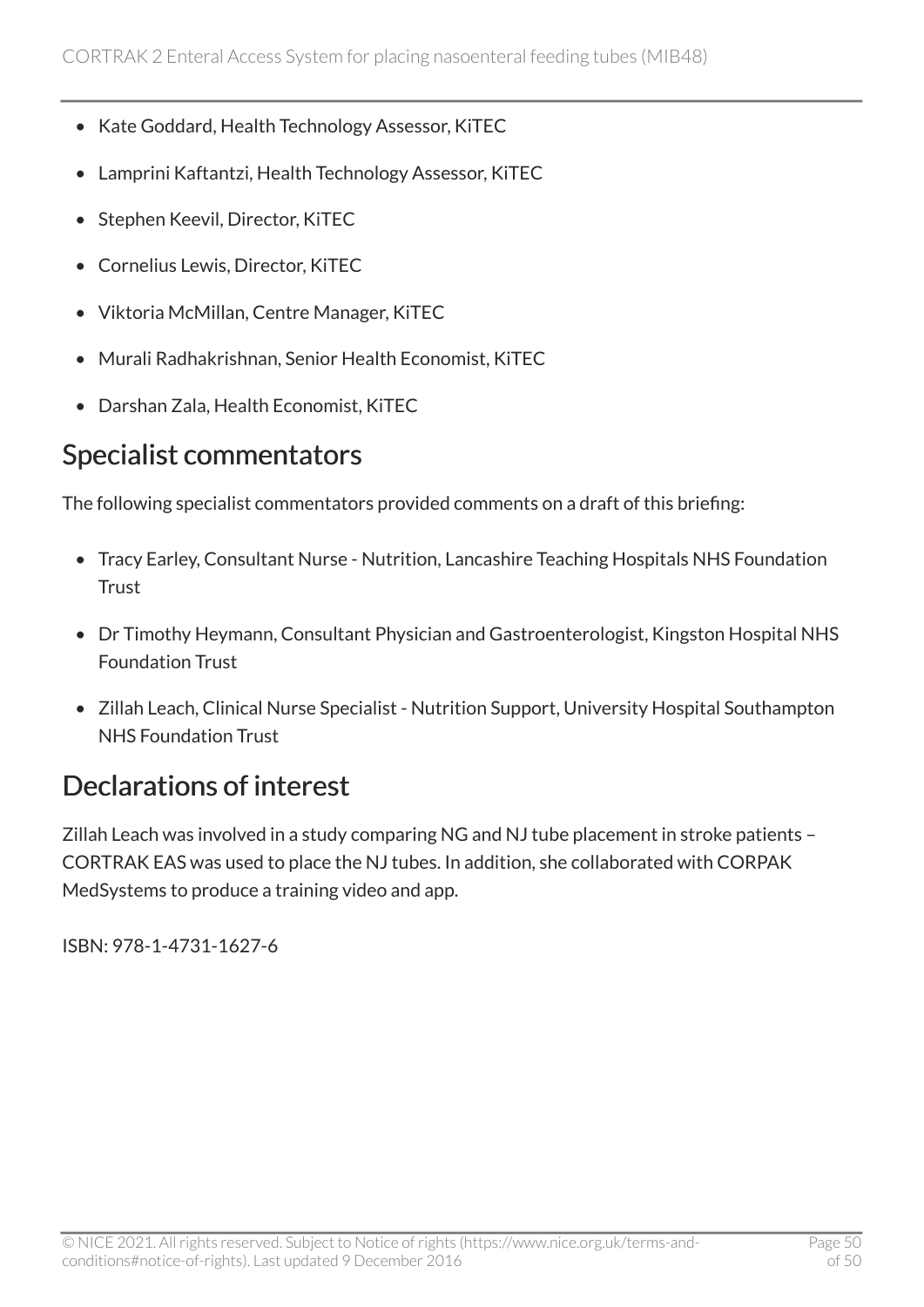- Kate Goddard, Health Technology Assessor, KiTEC
- Lamprini Kaftantzi, Health Technology Assessor, KiTEC
- Stephen Keevil, Director, KiTEC
- Cornelius Lewis, Director, KiTEC
- Viktoria McMillan, Centre Manager, KiTEC
- Murali Radhakrishnan, Senior Health Economist, KiTEC
- Darshan Zala, Health Economist, KiTEC

## Specialist commentators

The following specialist commentators provided comments on a draft of this briefing:

- Tracy Earley, Consultant Nurse - Nutrition, Lancashire Teaching Hospitals NHS Foundation Trust
- Dr Timothy Heymann, Consultant Physician and Gastroenterologist, Kingston Hospital NHS Foundation Trust
- Zillah Leach, Clinical Nurse Specialist - Nutrition Support, University Hospital Southampton NHS Foundation Trust

## Declarations of interest

Zillah Leach was involved in a study comparing NG and NJ tube placement in stroke patients – CORTRAK EAS was used to place the NJ tubes. In addition, she collaborated with CORPAK MedSystems to produce a training video and app.

ISBN: 978-1-4731-1627-6